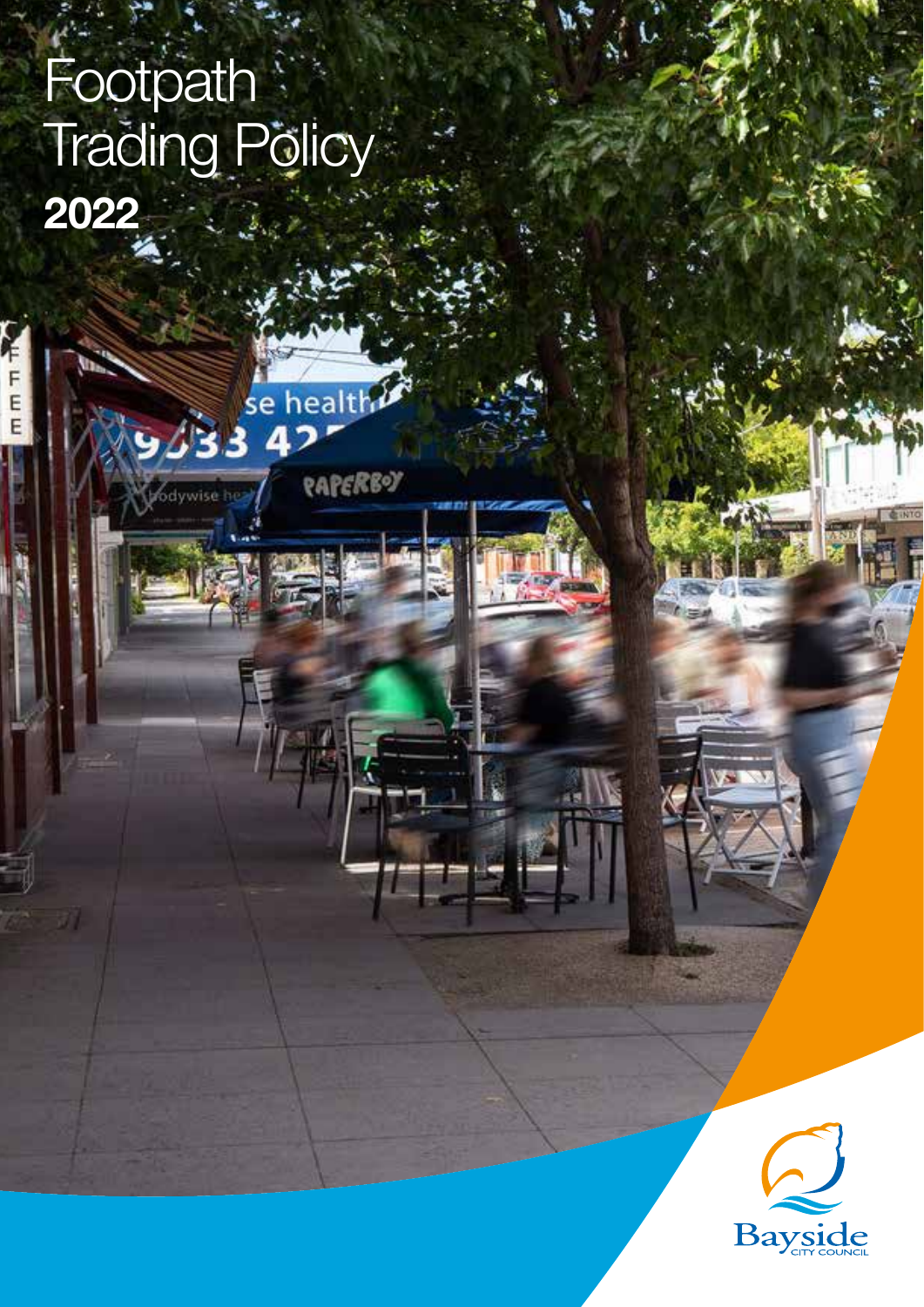# Footpath Trading Policy

**2022**

Bayside City Council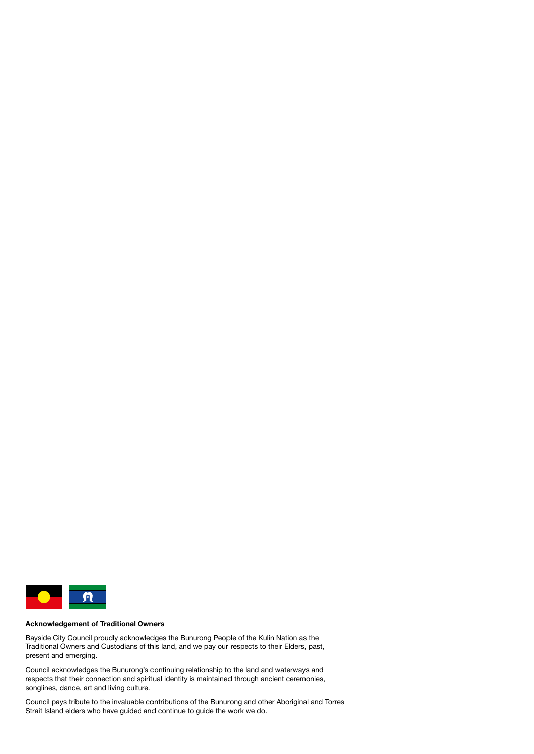**Acknowledgement of Traditional Owners**

Bayside City Council proudly acknowledges the Bunurong People of the Kulin Nation as the Traditional Owners and Custodians of this land, and we pay our respects to their Elders, past, present and emerging.

Council acknowledges the Bunurong's continuing relationship to the land and waterways and respects that their connection and spiritual identity is maintained through ancient ceremonies, songlines, dance, art and living culture.

Council pays tribute to the invaluable contributions of the Bunurong and other Aboriginal and Torres Strait Island elders who have guided and continue to guide the work we do.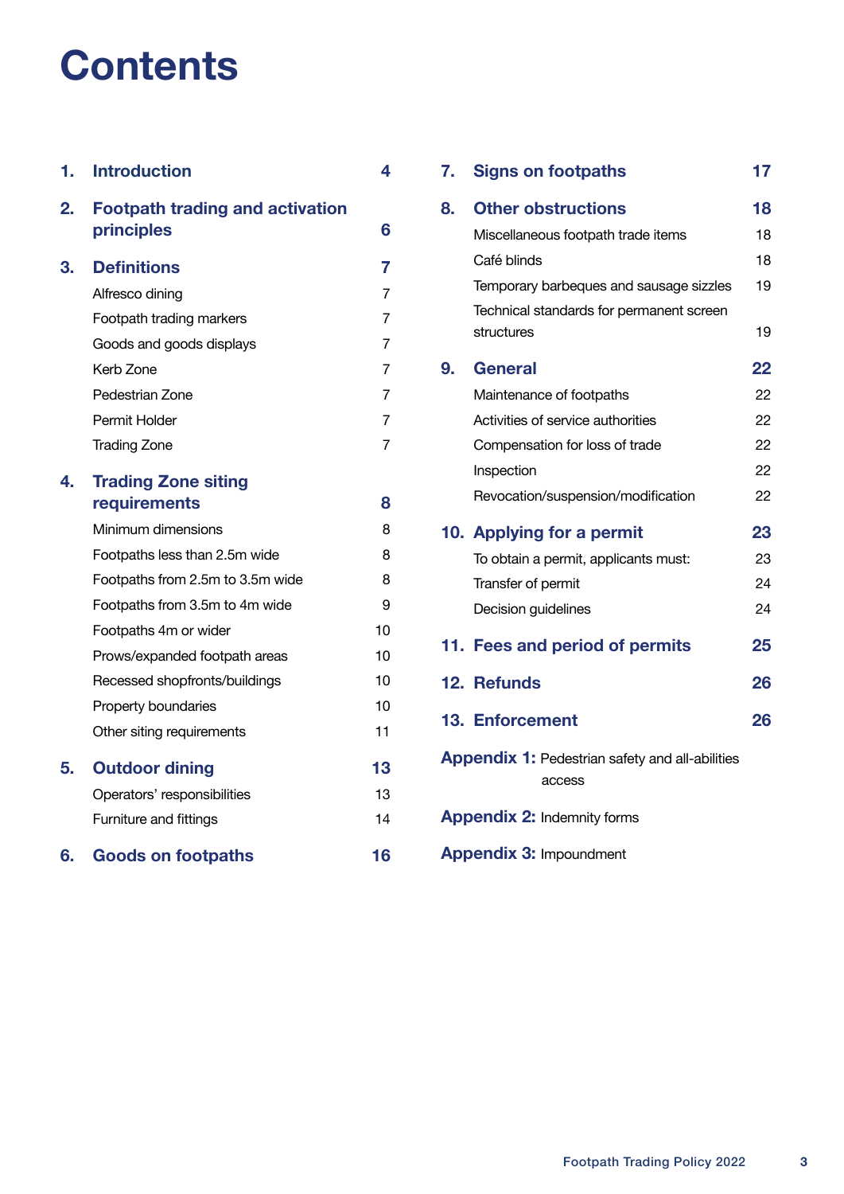# Contents

| | | |
|---|---|---|
| **1.** | **Introduction** | **4** |
| **2.** | **Footpath trading and activation principles** | **6** |
| **3.** | **Definitions** | **7** |
| | Alfresco dining | 7 |
| | Footpath trading markers | 7 |
| | Goods and goods displays | 7 |
| | Kerb Zone | 7 |
| | Pedestrian Zone | 7 |
| | Permit Holder | 7 |
| | Trading Zone | 7 |
| **4.** | **Trading Zone siting requirements** | **8** |
| | Minimum dimensions | 8 |
| | Footpaths less than 2.5m wide | 8 |
| | Footpaths from 2.5m to 3.5m wide | 8 |
| | Footpaths from 3.5m to 4m wide | 9 |
| | Footpaths 4m or wider | 10 |
| | Prows/expanded footpath areas | 10 |
| | Recessed shopfronts/buildings | 10 |
| | Property boundaries | 10 |
| | Other siting requirements | 11 |
| **5.** | **Outdoor dining** | **13** |
| | Operators' responsibilities | 13 |
| | Furniture and fittings | 14 |
| **6.** | **Goods on footpaths** | **16** |
| **7.** | **Signs on footpaths** | **17** |
| **8.** | **Other obstructions** | **18** |
| | Miscellaneous footpath trade items | 18 |
| | Café blinds | 18 |
| | Temporary barbeques and sausage sizzles | 19 |
| | Technical standards for permanent screen structures | 19 |
| **9.** | **General** | **22** |
| | Maintenance of footpaths | 22 |
| | Activities of service authorities | 22 |
| | Compensation for loss of trade | 22 |
| | Inspection | 22 |
| | Revocation/suspension/modification | 22 |
| **10.** | **Applying for a permit** | **23** |
| | To obtain a permit, applicants must: | 23 |
| | Transfer of permit | 24 |
| | Decision guidelines | 24 |
| **11.** | **Fees and period of permits** | **25** |
| **12.** | **Refunds** | **26** |
| **13.** | **Enforcement** | **26** |

**Appendix 1:** Pedestrian safety and all-abilities access

**Appendix 2:** Indemnity forms

**Appendix 3:** Impoundment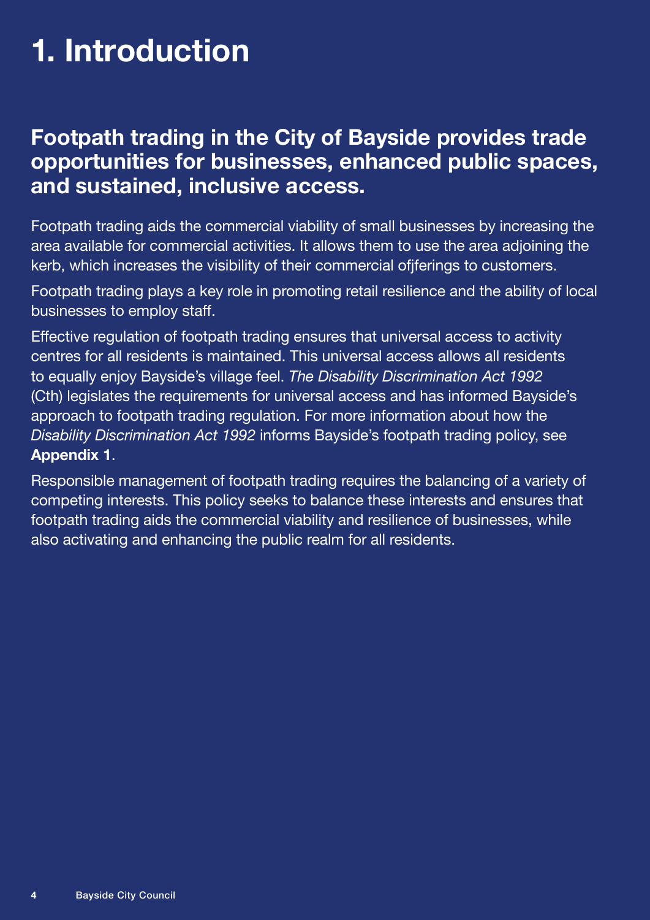# 1. Introduction

## Footpath trading in the City of Bayside provides trade opportunities for businesses, enhanced public spaces, and sustained, inclusive access.

Footpath trading aids the commercial viability of small businesses by increasing the area available for commercial activities. It allows them to use the area adjoining the kerb, which increases the visibility of their commercial offerings to customers.

Footpath trading plays a key role in promoting retail resilience and the ability of local businesses to employ staff.

Effective regulation of footpath trading ensures that universal access to activity centres for all residents is maintained. This universal access allows all residents to equally enjoy Bayside's village feel. *The Disability Discrimination Act 1992* (Cth) legislates the requirements for universal access and has informed Bayside's approach to footpath trading regulation. For more information about how the *Disability Discrimination Act 1992* informs Bayside's footpath trading policy, see **Appendix 1**.

Responsible management of footpath trading requires the balancing of a variety of competing interests. This policy seeks to balance these interests and ensures that footpath trading aids the commercial viability and resilience of businesses, while also activating and enhancing the public realm for all residents.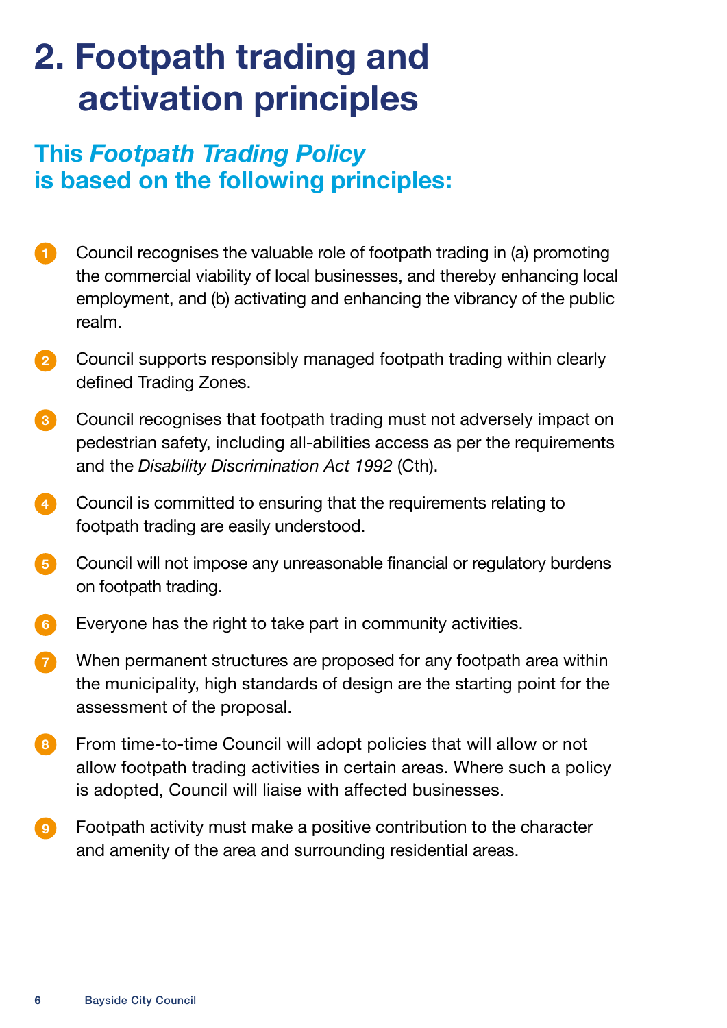# 2. Footpath trading and activation principles

## This *Footpath Trading Policy* is based on the following principles:

1. Council recognises the valuable role of footpath trading in (a) promoting the commercial viability of local businesses, and thereby enhancing local employment, and (b) activating and enhancing the vibrancy of the public realm.
2. Council supports responsibly managed footpath trading within clearly defined Trading Zones.
3. Council recognises that footpath trading must not adversely impact on pedestrian safety, including all-abilities access as per the requirements and the *Disability Discrimination Act 1992* (Cth).
4. Council is committed to ensuring that the requirements relating to footpath trading are easily understood.
5. Council will not impose any unreasonable financial or regulatory burdens on footpath trading.
6. Everyone has the right to take part in community activities.
7. When permanent structures are proposed for any footpath area within the municipality, high standards of design are the starting point for the assessment of the proposal.
8. From time-to-time Council will adopt policies that will allow or not allow footpath trading activities in certain areas. Where such a policy is adopted, Council will liaise with affected businesses.
9. Footpath activity must make a positive contribution to the character and amenity of the area and surrounding residential areas.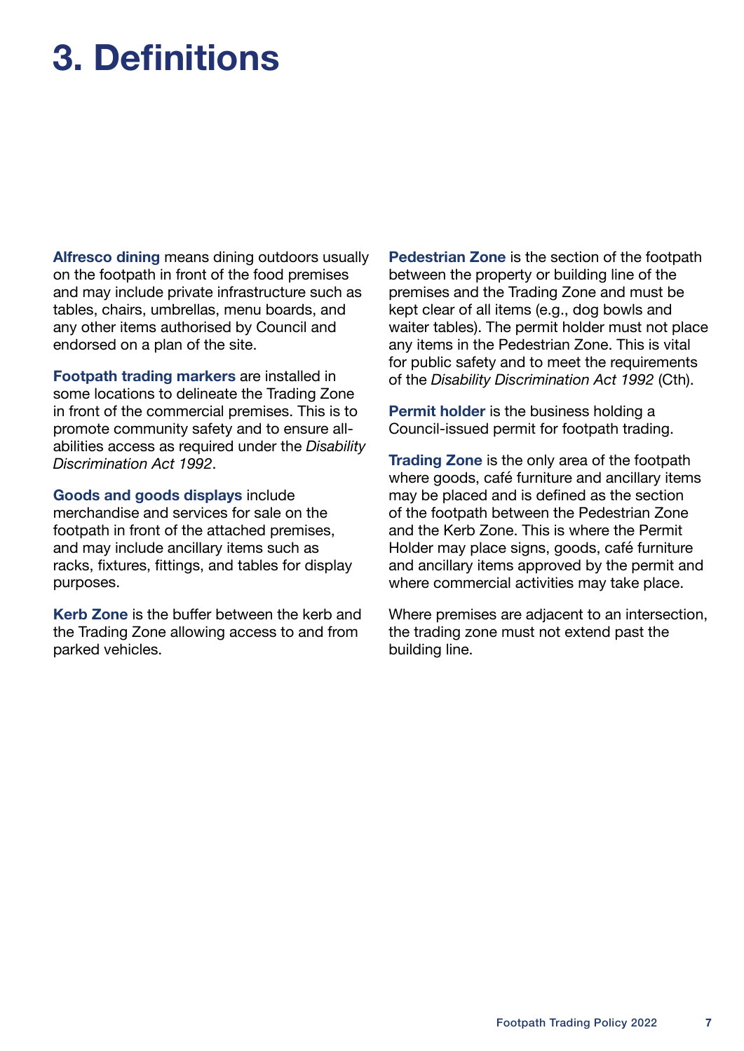# 3. Definitions

**Alfresco dining** means dining outdoors usually on the footpath in front of the food premises and may include private infrastructure such as tables, chairs, umbrellas, menu boards, and any other items authorised by Council and endorsed on a plan of the site.

**Footpath trading markers** are installed in some locations to delineate the Trading Zone in front of the commercial premises. This is to promote community safety and to ensure all-abilities access as required under the *Disability Discrimination Act 1992*.

**Goods and goods displays** include merchandise and services for sale on the footpath in front of the attached premises, and may include ancillary items such as racks, fixtures, fittings, and tables for display purposes.

**Kerb Zone** is the buffer between the kerb and the Trading Zone allowing access to and from parked vehicles.

**Pedestrian Zone** is the section of the footpath between the property or building line of the premises and the Trading Zone and must be kept clear of all items (e.g., dog bowls and waiter tables). The permit holder must not place any items in the Pedestrian Zone. This is vital for public safety and to meet the requirements of the *Disability Discrimination Act 1992* (Cth).

**Permit holder** is the business holding a Council-issued permit for footpath trading.

**Trading Zone** is the only area of the footpath where goods, café furniture and ancillary items may be placed and is defined as the section of the footpath between the Pedestrian Zone and the Kerb Zone. This is where the Permit Holder may place signs, goods, café furniture and ancillary items approved by the permit and where commercial activities may take place.

Where premises are adjacent to an intersection, the trading zone must not extend past the building line.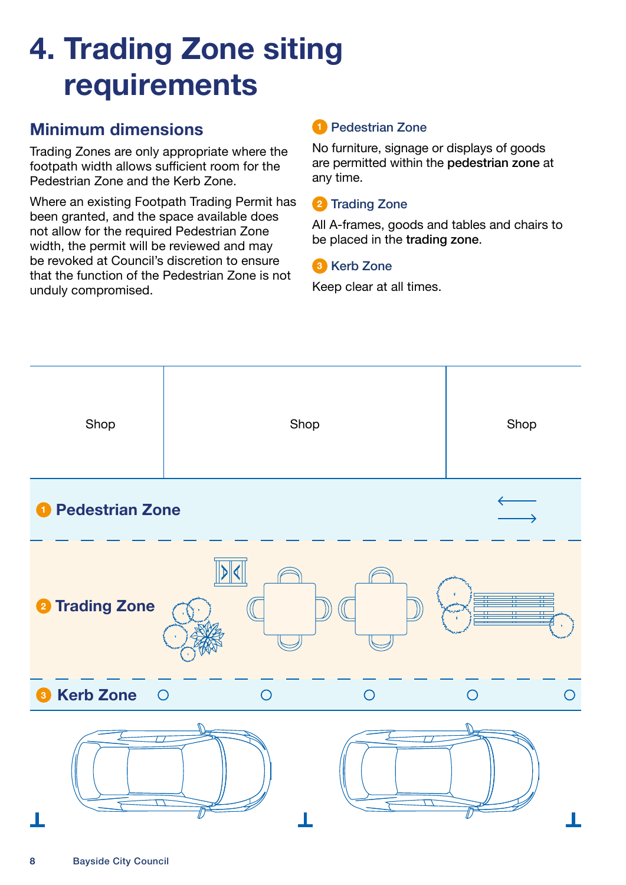# 4. Trading Zone siting requirements

## Minimum dimensions

Trading Zones are only appropriate where the footpath width allows sufficient room for the Pedestrian Zone and the Kerb Zone.

Where an existing Footpath Trading Permit has been granted, and the space available does not allow for the required Pedestrian Zone width, the permit will be reviewed and may be revoked at Council's discretion to ensure that the function of the Pedestrian Zone is not unduly compromised.

### 1 Pedestrian Zone

No furniture, signage or displays of goods are permitted within the **pedestrian zone** at any time.

### 2 Trading Zone

All A-frames, goods and tables and chairs to be placed in the **trading zone**.

### 3 Kerb Zone

Keep clear at all times.

Shop | Shop | Shop

1 Pedestrian Zone

2 Trading Zone

3 Kerb Zone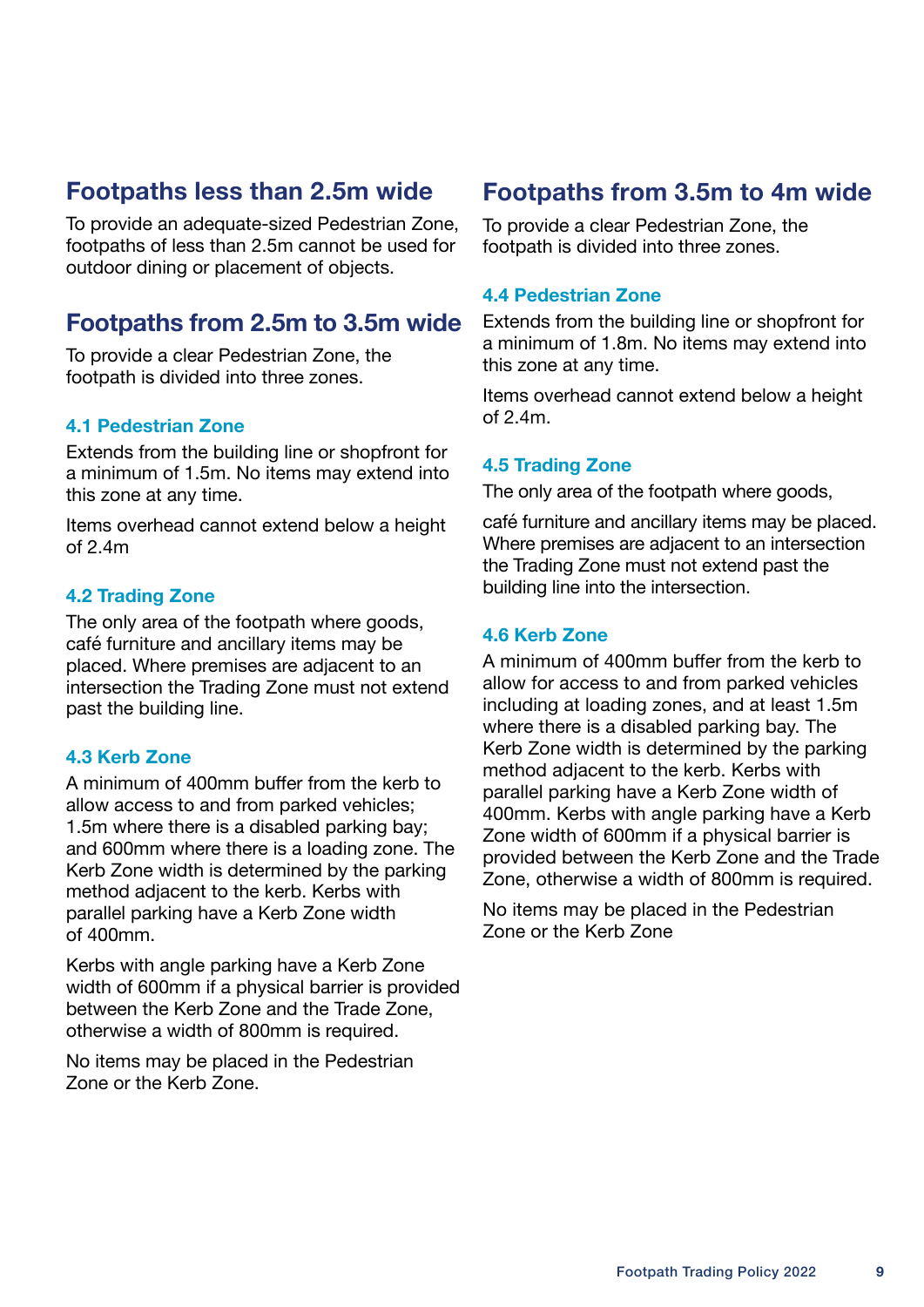## Footpaths less than 2.5m wide

To provide an adequate-sized Pedestrian Zone, footpaths of less than 2.5m cannot be used for outdoor dining or placement of objects.

## Footpaths from 2.5m to 3.5m wide

To provide a clear Pedestrian Zone, the footpath is divided into three zones.

### 4.1 Pedestrian Zone

Extends from the building line or shopfront for a minimum of 1.5m. No items may extend into this zone at any time.

Items overhead cannot extend below a height of 2.4m

### 4.2 Trading Zone

The only area of the footpath where goods, café furniture and ancillary items may be placed. Where premises are adjacent to an intersection the Trading Zone must not extend past the building line.

### 4.3 Kerb Zone

A minimum of 400mm buffer from the kerb to allow access to and from parked vehicles; 1.5m where there is a disabled parking bay; and 600mm where there is a loading zone. The Kerb Zone width is determined by the parking method adjacent to the kerb. Kerbs with parallel parking have a Kerb Zone width of 400mm.

Kerbs with angle parking have a Kerb Zone width of 600mm if a physical barrier is provided between the Kerb Zone and the Trade Zone, otherwise a width of 800mm is required.

No items may be placed in the Pedestrian Zone or the Kerb Zone.

## Footpaths from 3.5m to 4m wide

To provide a clear Pedestrian Zone, the footpath is divided into three zones.

### 4.4 Pedestrian Zone

Extends from the building line or shopfront for a minimum of 1.8m. No items may extend into this zone at any time.

Items overhead cannot extend below a height of 2.4m.

### 4.5 Trading Zone

The only area of the footpath where goods,

café furniture and ancillary items may be placed. Where premises are adjacent to an intersection the Trading Zone must not extend past the building line into the intersection.

### 4.6 Kerb Zone

A minimum of 400mm buffer from the kerb to allow for access to and from parked vehicles including at loading zones, and at least 1.5m where there is a disabled parking bay. The Kerb Zone width is determined by the parking method adjacent to the kerb. Kerbs with parallel parking have a Kerb Zone width of 400mm. Kerbs with angle parking have a Kerb Zone width of 600mm if a physical barrier is provided between the Kerb Zone and the Trade Zone, otherwise a width of 800mm is required.

No items may be placed in the Pedestrian Zone or the Kerb Zone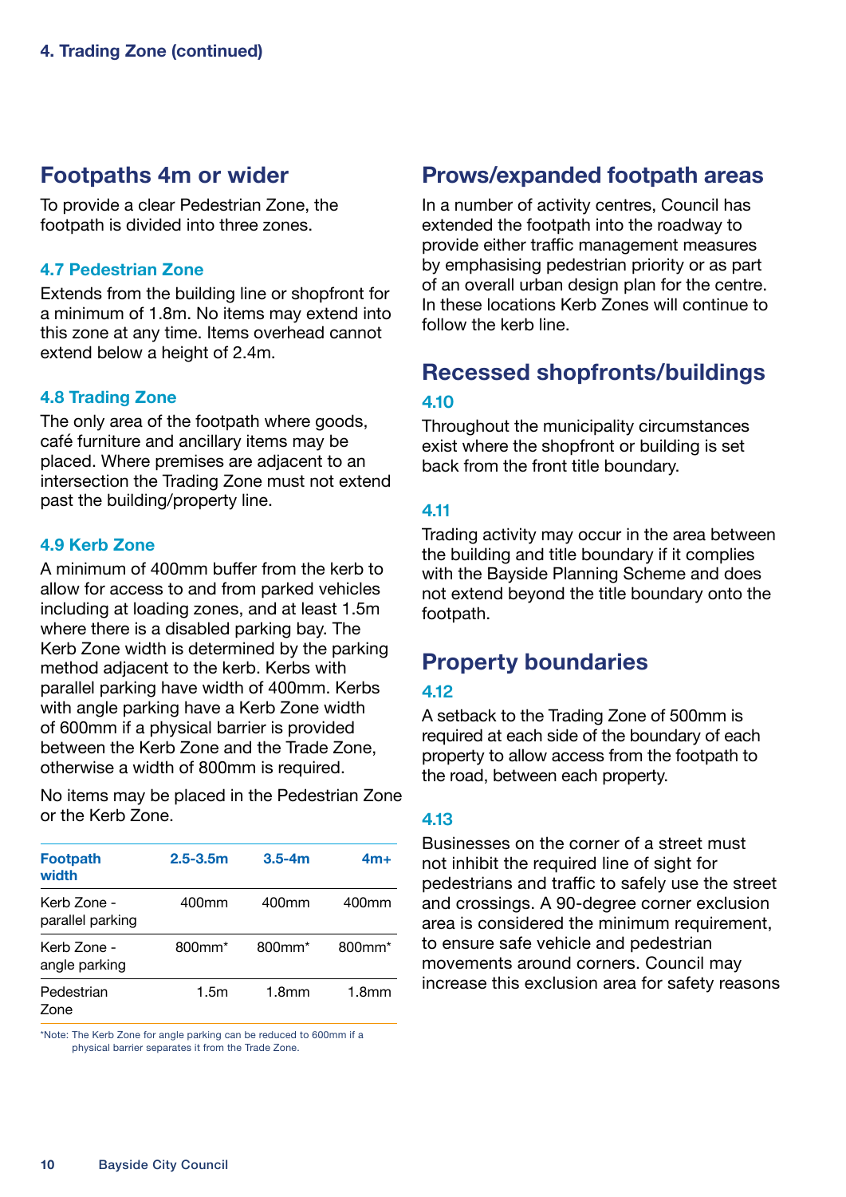## 4. Trading Zone (continued)

## Footpaths 4m or wider

To provide a clear Pedestrian Zone, the footpath is divided into three zones.

### 4.7 Pedestrian Zone

Extends from the building line or shopfront for a minimum of 1.8m. No items may extend into this zone at any time. Items overhead cannot extend below a height of 2.4m.

### 4.8 Trading Zone

The only area of the footpath where goods, café furniture and ancillary items may be placed. Where premises are adjacent to an intersection the Trading Zone must not extend past the building/property line.

### 4.9 Kerb Zone

A minimum of 400mm buffer from the kerb to allow for access to and from parked vehicles including at loading zones, and at least 1.5m where there is a disabled parking bay. The Kerb Zone width is determined by the parking method adjacent to the kerb. Kerbs with parallel parking have width of 400mm. Kerbs with angle parking have a Kerb Zone width of 600mm if a physical barrier is provided between the Kerb Zone and the Trade Zone, otherwise a width of 800mm is required.

No items may be placed in the Pedestrian Zone or the Kerb Zone.

| Footpath width | 2.5-3.5m | 3.5-4m | 4m+ |
|---|---|---|---|
| Kerb Zone - parallel parking | 400mm | 400mm | 400mm |
| Kerb Zone - angle parking | 800mm* | 800mm* | 800mm* |
| Pedestrian Zone | 1.5m | 1.8mm | 1.8mm |

*Note: The Kerb Zone for angle parking can be reduced to 600mm if a physical barrier separates it from the Trade Zone.

## Prows/expanded footpath areas

In a number of activity centres, Council has extended the footpath into the roadway to provide either traffic management measures by emphasising pedestrian priority or as part of an overall urban design plan for the centre. In these locations Kerb Zones will continue to follow the kerb line.

## Recessed shopfronts/buildings

### 4.10

Throughout the municipality circumstances exist where the shopfront or building is set back from the front title boundary.

### 4.11

Trading activity may occur in the area between the building and title boundary if it complies with the Bayside Planning Scheme and does not extend beyond the title boundary onto the footpath.

## Property boundaries

### 4.12

A setback to the Trading Zone of 500mm is required at each side of the boundary of each property to allow access from the footpath to the road, between each property.

### 4.13

Businesses on the corner of a street must not inhibit the required line of sight for pedestrians and traffic to safely use the street and crossings. A 90-degree corner exclusion area is considered the minimum requirement, to ensure safe vehicle and pedestrian movements around corners. Council may increase this exclusion area for safety reasons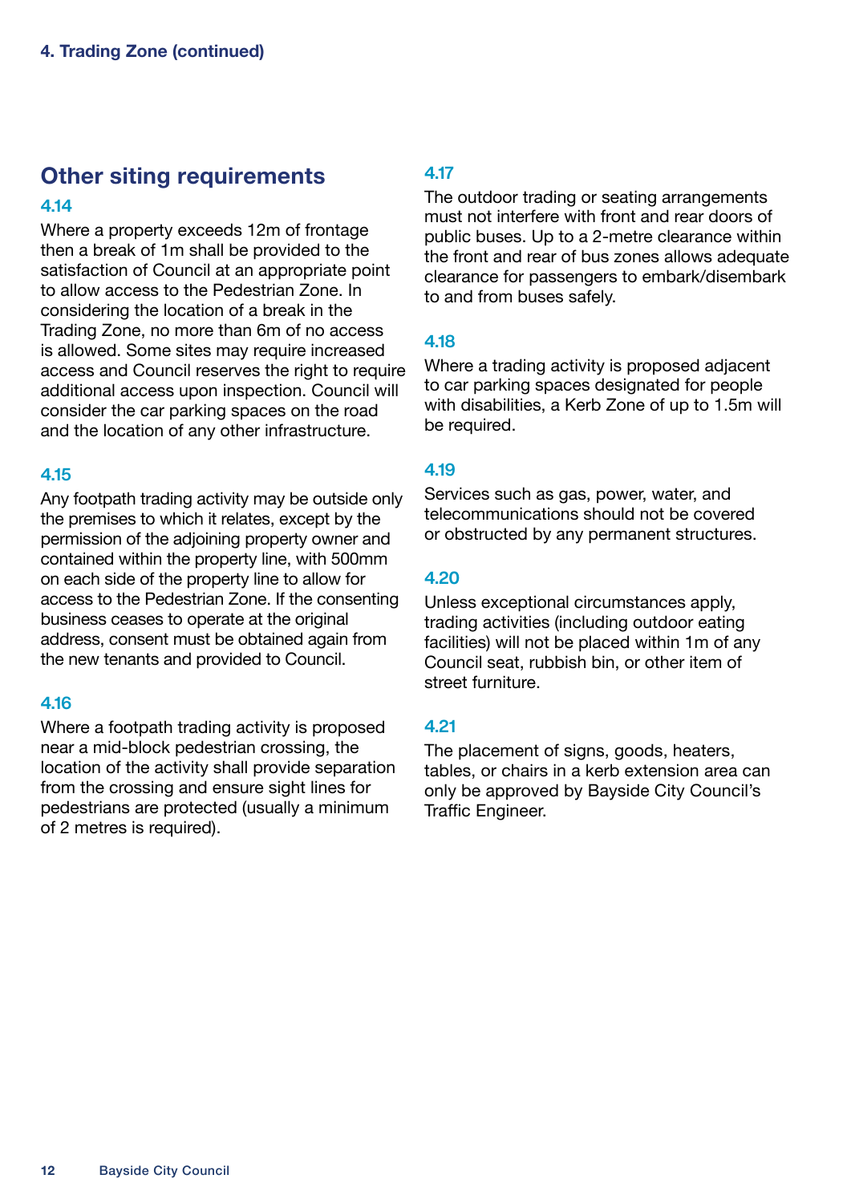## Other siting requirements

### 4.14

Where a property exceeds 12m of frontage then a break of 1m shall be provided to the satisfaction of Council at an appropriate point to allow access to the Pedestrian Zone. In considering the location of a break in the Trading Zone, no more than 6m of no access is allowed. Some sites may require increased access and Council reserves the right to require additional access upon inspection. Council will consider the car parking spaces on the road and the location of any other infrastructure.

### 4.15

Any footpath trading activity may be outside only the premises to which it relates, except by the permission of the adjoining property owner and contained within the property line, with 500mm on each side of the property line to allow for access to the Pedestrian Zone. If the consenting business ceases to operate at the original address, consent must be obtained again from the new tenants and provided to Council.

### 4.16

Where a footpath trading activity is proposed near a mid-block pedestrian crossing, the location of the activity shall provide separation from the crossing and ensure sight lines for pedestrians are protected (usually a minimum of 2 metres is required).

### 4.17

The outdoor trading or seating arrangements must not interfere with front and rear doors of public buses. Up to a 2-metre clearance within the front and rear of bus zones allows adequate clearance for passengers to embark/disembark to and from buses safely.

### 4.18

Where a trading activity is proposed adjacent to car parking spaces designated for people with disabilities, a Kerb Zone of up to 1.5m will be required.

### 4.19

Services such as gas, power, water, and telecommunications should not be covered or obstructed by any permanent structures.

### 4.20

Unless exceptional circumstances apply, trading activities (including outdoor eating facilities) will not be placed within 1m of any Council seat, rubbish bin, or other item of street furniture.

### 4.21

The placement of signs, goods, heaters, tables, or chairs in a kerb extension area can only be approved by Bayside City Council's Traffic Engineer.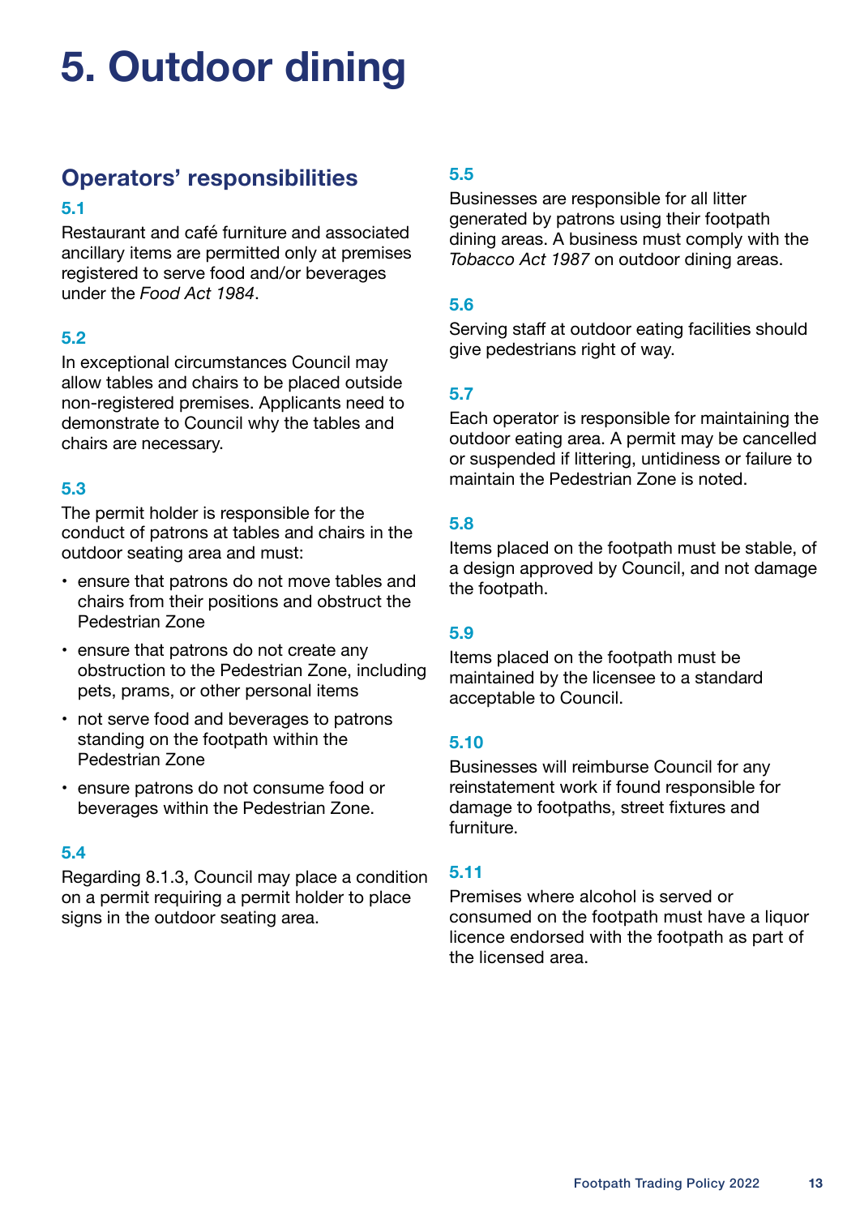# 5. Outdoor dining

## Operators' responsibilities

### 5.1

Restaurant and café furniture and associated ancillary items are permitted only at premises registered to serve food and/or beverages under the *Food Act 1984*.

### 5.2

In exceptional circumstances Council may allow tables and chairs to be placed outside non-registered premises. Applicants need to demonstrate to Council why the tables and chairs are necessary.

### 5.3

The permit holder is responsible for the conduct of patrons at tables and chairs in the outdoor seating area and must:

- ensure that patrons do not move tables and chairs from their positions and obstruct the Pedestrian Zone
- ensure that patrons do not create any obstruction to the Pedestrian Zone, including pets, prams, or other personal items
- not serve food and beverages to patrons standing on the footpath within the Pedestrian Zone
- ensure patrons do not consume food or beverages within the Pedestrian Zone.

### 5.4

Regarding 8.1.3, Council may place a condition on a permit requiring a permit holder to place signs in the outdoor seating area.

### 5.5

Businesses are responsible for all litter generated by patrons using their footpath dining areas. A business must comply with the *Tobacco Act 1987* on outdoor dining areas.

### 5.6

Serving staff at outdoor eating facilities should give pedestrians right of way.

### 5.7

Each operator is responsible for maintaining the outdoor eating area. A permit may be cancelled or suspended if littering, untidiness or failure to maintain the Pedestrian Zone is noted.

### 5.8

Items placed on the footpath must be stable, of a design approved by Council, and not damage the footpath.

### 5.9

Items placed on the footpath must be maintained by the licensee to a standard acceptable to Council.

### 5.10

Businesses will reimburse Council for any reinstatement work if found responsible for damage to footpaths, street fixtures and furniture.

### 5.11

Premises where alcohol is served or consumed on the footpath must have a liquor licence endorsed with the footpath as part of the licensed area.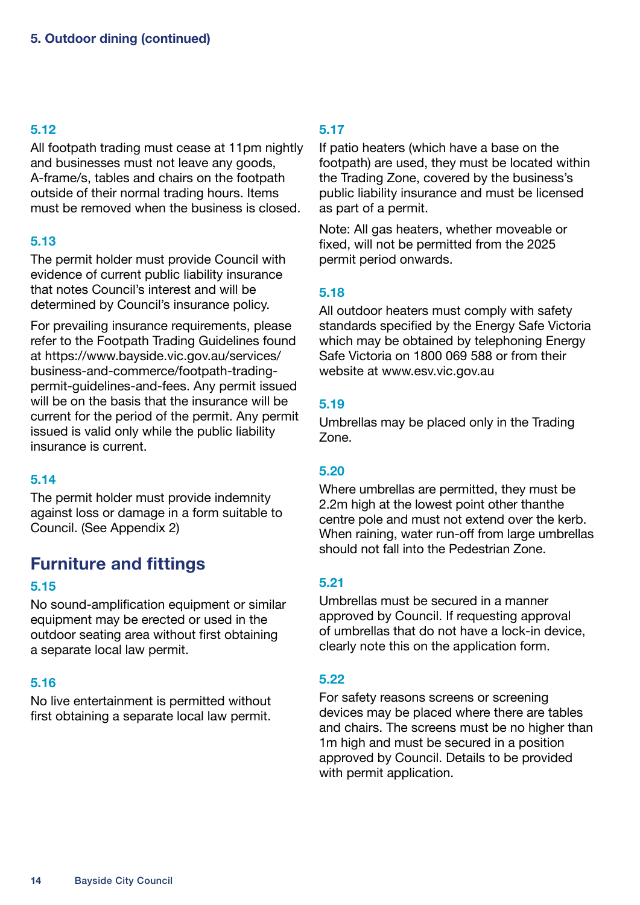## 5. Outdoor dining (continued)

### 5.12

All footpath trading must cease at 11pm nightly and businesses must not leave any goods, A-frame/s, tables and chairs on the footpath outside of their normal trading hours. Items must be removed when the business is closed.

### 5.13

The permit holder must provide Council with evidence of current public liability insurance that notes Council's interest and will be determined by Council's insurance policy.

For prevailing insurance requirements, please refer to the Footpath Trading Guidelines found at https://www.bayside.vic.gov.au/services/business-and-commerce/footpath-trading-permit-guidelines-and-fees. Any permit issued will be on the basis that the insurance will be current for the period of the permit. Any permit issued is valid only while the public liability insurance is current.

### 5.14

The permit holder must provide indemnity against loss or damage in a form suitable to Council. (See Appendix 2)

## Furniture and fittings

### 5.15

No sound-amplification equipment or similar equipment may be erected or used in the outdoor seating area without first obtaining a separate local law permit.

### 5.16

No live entertainment is permitted without first obtaining a separate local law permit.

### 5.17

If patio heaters (which have a base on the footpath) are used, they must be located within the Trading Zone, covered by the business's public liability insurance and must be licensed as part of a permit.

Note: All gas heaters, whether moveable or fixed, will not be permitted from the 2025 permit period onwards.

### 5.18

All outdoor heaters must comply with safety standards specified by the Energy Safe Victoria which may be obtained by telephoning Energy Safe Victoria on 1800 069 588 or from their website at www.esv.vic.gov.au

### 5.19

Umbrellas may be placed only in the Trading Zone.

### 5.20

Where umbrellas are permitted, they must be 2.2m high at the lowest point other thanthe centre pole and must not extend over the kerb. When raining, water run-off from large umbrellas should not fall into the Pedestrian Zone.

### 5.21

Umbrellas must be secured in a manner approved by Council. If requesting approval of umbrellas that do not have a lock-in device, clearly note this on the application form.

### 5.22

For safety reasons screens or screening devices may be placed where there are tables and chairs. The screens must be no higher than 1m high and must be secured in a position approved by Council. Details to be provided with permit application.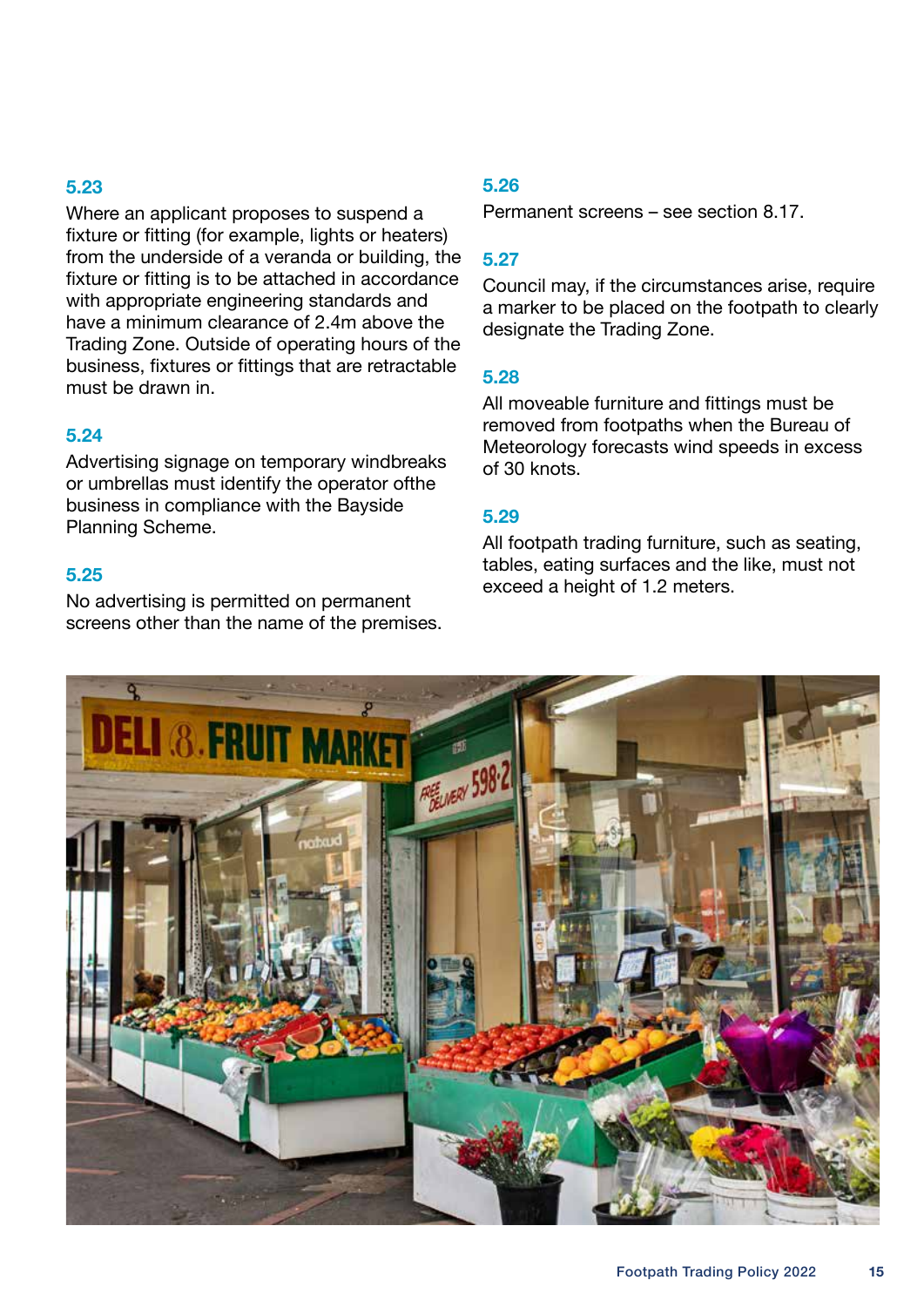### 5.23

Where an applicant proposes to suspend a fixture or fitting (for example, lights or heaters) from the underside of a veranda or building, the fixture or fitting is to be attached in accordance with appropriate engineering standards and have a minimum clearance of 2.4m above the Trading Zone. Outside of operating hours of the business, fixtures or fittings that are retractable must be drawn in.

### 5.24

Advertising signage on temporary windbreaks or umbrellas must identify the operator ofthe business in compliance with the Bayside Planning Scheme.

### 5.25

No advertising is permitted on permanent screens other than the name of the premises.

### 5.26

Permanent screens – see section 8.17.

### 5.27

Council may, if the circumstances arise, require a marker to be placed on the footpath to clearly designate the Trading Zone.

### 5.28

All moveable furniture and fittings must be removed from footpaths when the Bureau of Meteorology forecasts wind speeds in excess of 30 knots.

### 5.29

All footpath trading furniture, such as seating, tables, eating surfaces and the like, must not exceed a height of 1.2 meters.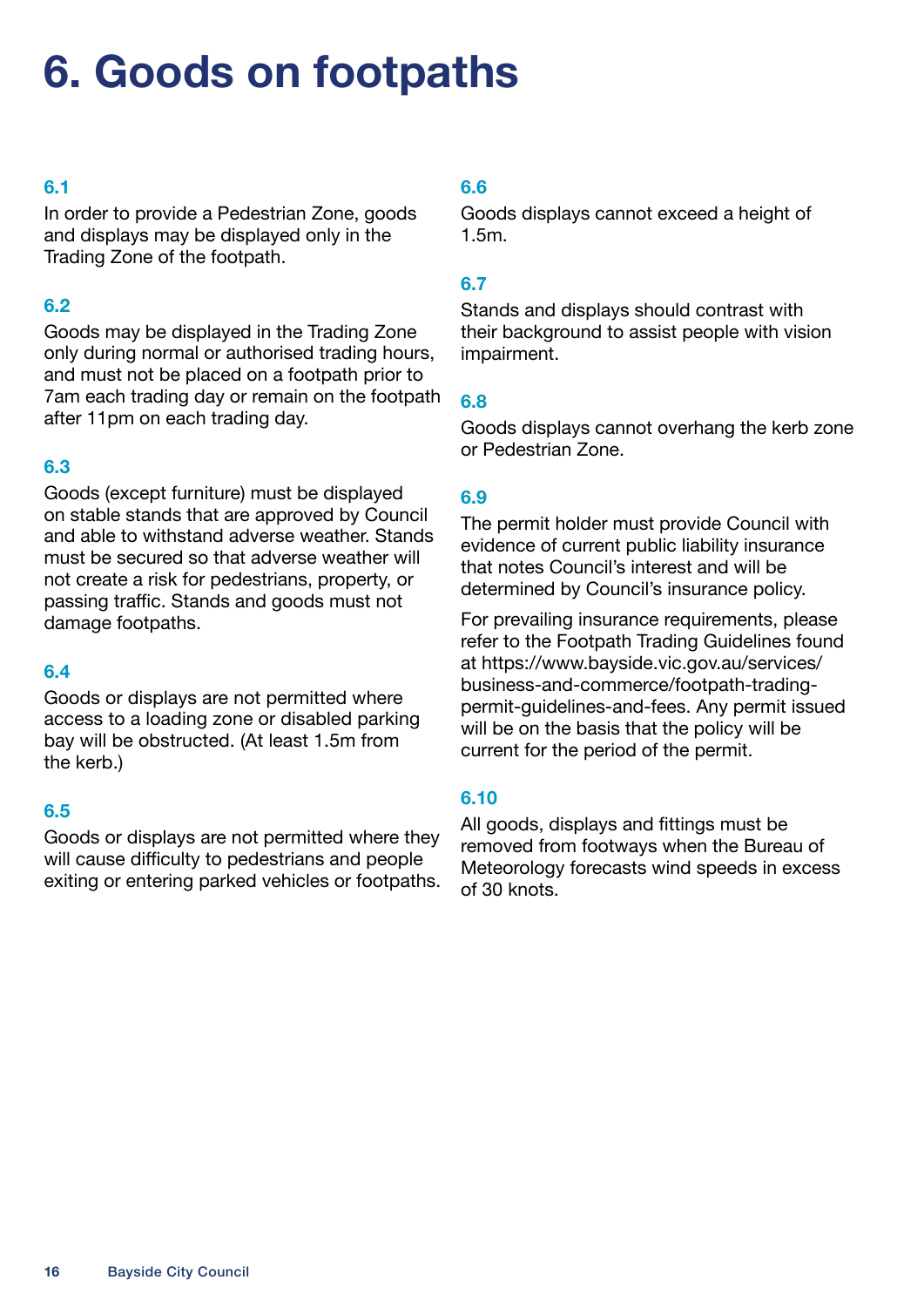# 6. Goods on footpaths

### 6.1

In order to provide a Pedestrian Zone, goods and displays may be displayed only in the Trading Zone of the footpath.

### 6.2

Goods may be displayed in the Trading Zone only during normal or authorised trading hours, and must not be placed on a footpath prior to 7am each trading day or remain on the footpath after 11pm on each trading day.

### 6.3

Goods (except furniture) must be displayed on stable stands that are approved by Council and able to withstand adverse weather. Stands must be secured so that adverse weather will not create a risk for pedestrians, property, or passing traffic. Stands and goods must not damage footpaths.

### 6.4

Goods or displays are not permitted where access to a loading zone or disabled parking bay will be obstructed. (At least 1.5m from the kerb.)

### 6.5

Goods or displays are not permitted where they will cause difficulty to pedestrians and people exiting or entering parked vehicles or footpaths.

### 6.6

Goods displays cannot exceed a height of 1.5m.

### 6.7

Stands and displays should contrast with their background to assist people with vision impairment.

### 6.8

Goods displays cannot overhang the kerb zone or Pedestrian Zone.

### 6.9

The permit holder must provide Council with evidence of current public liability insurance that notes Council's interest and will be determined by Council's insurance policy.

For prevailing insurance requirements, please refer to the Footpath Trading Guidelines found at https://www.bayside.vic.gov.au/services/business-and-commerce/footpath-trading-permit-guidelines-and-fees. Any permit issued will be on the basis that the policy will be current for the period of the permit.

### 6.10

All goods, displays and fittings must be removed from footways when the Bureau of Meteorology forecasts wind speeds in excess of 30 knots.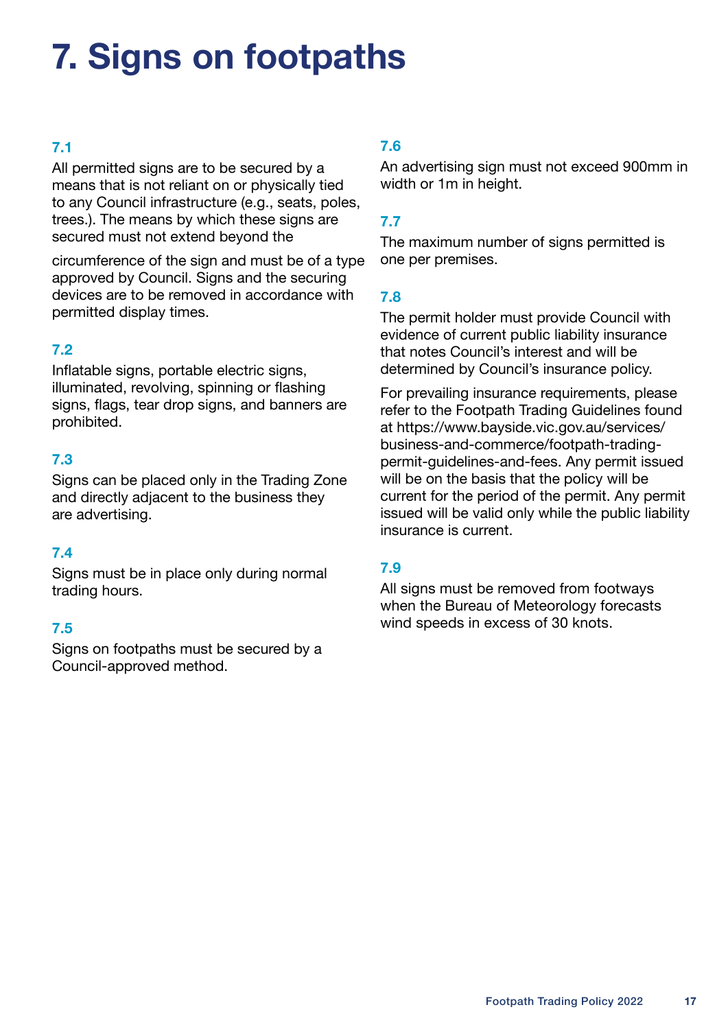# 7. Signs on footpaths

### 7.1

All permitted signs are to be secured by a means that is not reliant on or physically tied to any Council infrastructure (e.g., seats, poles, trees.). The means by which these signs are secured must not extend beyond the circumference of the sign and must be of a type approved by Council. Signs and the securing devices are to be removed in accordance with permitted display times.

### 7.2

Inflatable signs, portable electric signs, illuminated, revolving, spinning or flashing signs, flags, tear drop signs, and banners are prohibited.

### 7.3

Signs can be placed only in the Trading Zone and directly adjacent to the business they are advertising.

### 7.4

Signs must be in place only during normal trading hours.

### 7.5

Signs on footpaths must be secured by a Council-approved method.

### 7.6

An advertising sign must not exceed 900mm in width or 1m in height.

### 7.7

The maximum number of signs permitted is one per premises.

### 7.8

The permit holder must provide Council with evidence of current public liability insurance that notes Council's interest and will be determined by Council's insurance policy.

For prevailing insurance requirements, please refer to the Footpath Trading Guidelines found at https://www.bayside.vic.gov.au/services/business-and-commerce/footpath-trading-permit-guidelines-and-fees. Any permit issued will be on the basis that the policy will be current for the period of the permit. Any permit issued will be valid only while the public liability insurance is current.

### 7.9

All signs must be removed from footways when the Bureau of Meteorology forecasts wind speeds in excess of 30 knots.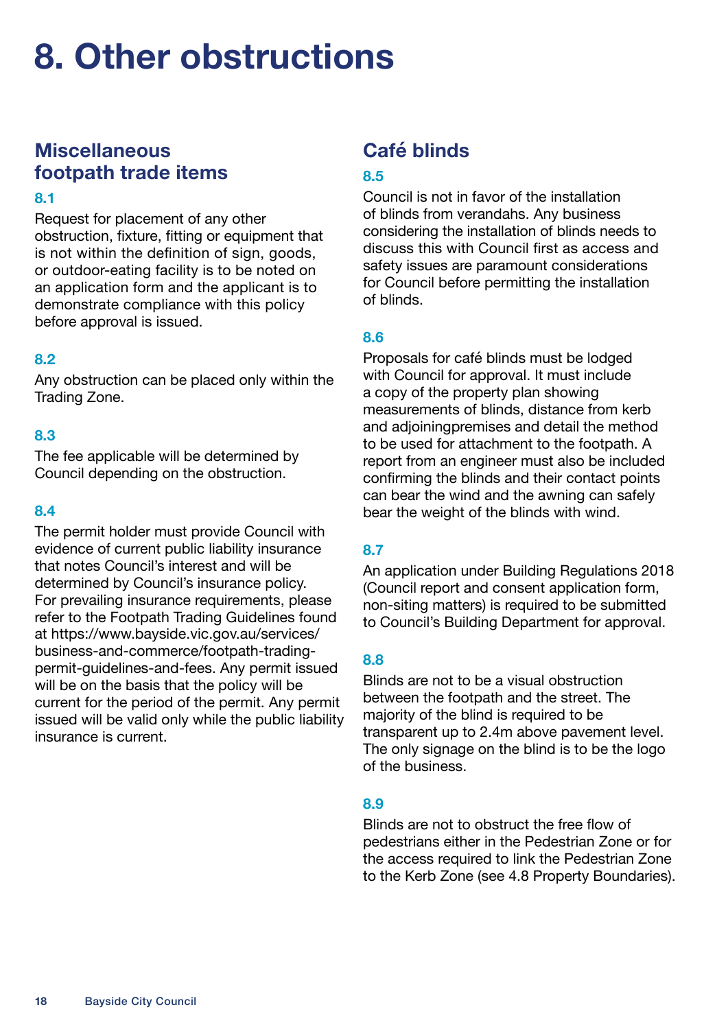# 8. Other obstructions

## Miscellaneous footpath trade items

### 8.1

Request for placement of any other obstruction, fixture, fitting or equipment that is not within the definition of sign, goods, or outdoor-eating facility is to be noted on an application form and the applicant is to demonstrate compliance with this policy before approval is issued.

### 8.2

Any obstruction can be placed only within the Trading Zone.

### 8.3

The fee applicable will be determined by Council depending on the obstruction.

### 8.4

The permit holder must provide Council with evidence of current public liability insurance that notes Council's interest and will be determined by Council's insurance policy. For prevailing insurance requirements, please refer to the Footpath Trading Guidelines found at https://www.bayside.vic.gov.au/services/business-and-commerce/footpath-trading-permit-guidelines-and-fees. Any permit issued will be on the basis that the policy will be current for the period of the permit. Any permit issued will be valid only while the public liability insurance is current.

## Café blinds

### 8.5

Council is not in favor of the installation of blinds from verandahs. Any business considering the installation of blinds needs to discuss this with Council first as access and safety issues are paramount considerations for Council before permitting the installation of blinds.

### 8.6

Proposals for café blinds must be lodged with Council for approval. It must include a copy of the property plan showing measurements of blinds, distance from kerb and adjoiningpremises and detail the method to be used for attachment to the footpath. A report from an engineer must also be included confirming the blinds and their contact points can bear the wind and the awning can safely bear the weight of the blinds with wind.

### 8.7

An application under Building Regulations 2018 (Council report and consent application form, non-siting matters) is required to be submitted to Council's Building Department for approval.

### 8.8

Blinds are not to be a visual obstruction between the footpath and the street. The majority of the blind is required to be transparent up to 2.4m above pavement level. The only signage on the blind is to be the logo of the business.

### 8.9

Blinds are not to obstruct the free flow of pedestrians either in the Pedestrian Zone or for the access required to link the Pedestrian Zone to the Kerb Zone (see 4.8 Property Boundaries).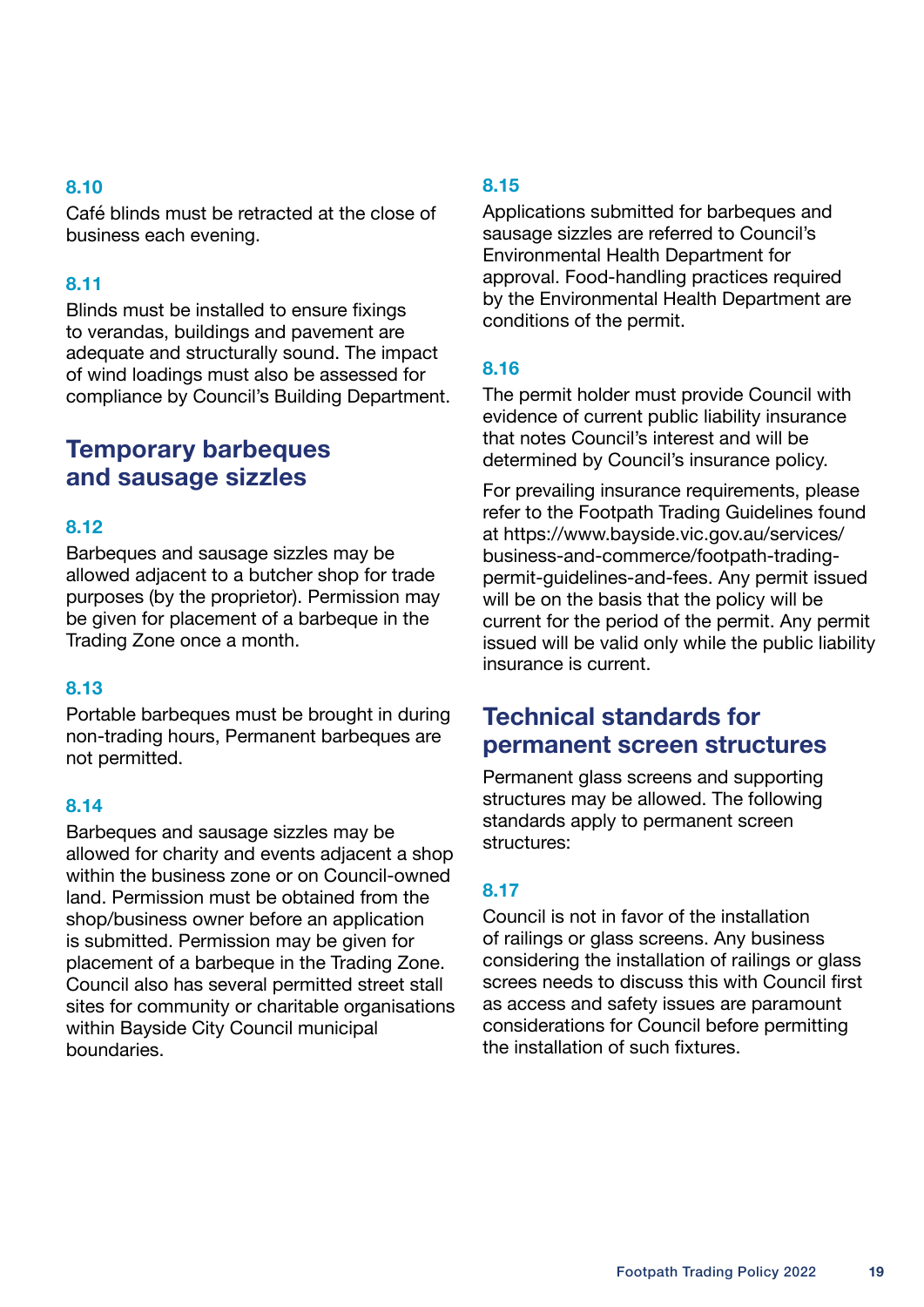### 8.10

Café blinds must be retracted at the close of business each evening.

### 8.11

Blinds must be installed to ensure fixings to verandas, buildings and pavement are adequate and structurally sound. The impact of wind loadings must also be assessed for compliance by Council's Building Department.

## Temporary barbeques and sausage sizzles

### 8.12

Barbeques and sausage sizzles may be allowed adjacent to a butcher shop for trade purposes (by the proprietor). Permission may be given for placement of a barbeque in the Trading Zone once a month.

### 8.13

Portable barbeques must be brought in during non-trading hours, Permanent barbeques are not permitted.

### 8.14

Barbeques and sausage sizzles may be allowed for charity and events adjacent a shop within the business zone or on Council-owned land. Permission must be obtained from the shop/business owner before an application is submitted. Permission may be given for placement of a barbeque in the Trading Zone. Council also has several permitted street stall sites for community or charitable organisations within Bayside City Council municipal boundaries.

### 8.15

Applications submitted for barbeques and sausage sizzles are referred to Council's Environmental Health Department for approval. Food-handling practices required by the Environmental Health Department are conditions of the permit.

### 8.16

The permit holder must provide Council with evidence of current public liability insurance that notes Council's interest and will be determined by Council's insurance policy.

For prevailing insurance requirements, please refer to the Footpath Trading Guidelines found at https://www.bayside.vic.gov.au/services/business-and-commerce/footpath-trading-permit-guidelines-and-fees. Any permit issued will be on the basis that the policy will be current for the period of the permit. Any permit issued will be valid only while the public liability insurance is current.

## Technical standards for permanent screen structures

Permanent glass screens and supporting structures may be allowed. The following standards apply to permanent screen structures:

### 8.17

Council is not in favor of the installation of railings or glass screens. Any business considering the installation of railings or glass screes needs to discuss this with Council first as access and safety issues are paramount considerations for Council before permitting the installation of such fixtures.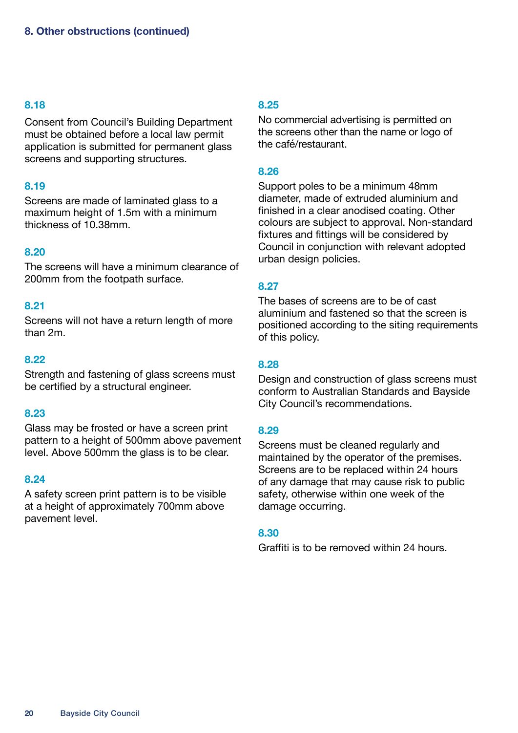## 8. Other obstructions (continued)

### 8.18

Consent from Council's Building Department must be obtained before a local law permit application is submitted for permanent glass screens and supporting structures.

### 8.19

Screens are made of laminated glass to a maximum height of 1.5m with a minimum thickness of 10.38mm.

### 8.20

The screens will have a minimum clearance of 200mm from the footpath surface.

### 8.21

Screens will not have a return length of more than 2m.

### 8.22

Strength and fastening of glass screens must be certified by a structural engineer.

### 8.23

Glass may be frosted or have a screen print pattern to a height of 500mm above pavement level. Above 500mm the glass is to be clear.

### 8.24

A safety screen print pattern is to be visible at a height of approximately 700mm above pavement level.

### 8.25

No commercial advertising is permitted on the screens other than the name or logo of the café/restaurant.

### 8.26

Support poles to be a minimum 48mm diameter, made of extruded aluminium and finished in a clear anodised coating. Other colours are subject to approval. Non-standard fixtures and fittings will be considered by Council in conjunction with relevant adopted urban design policies.

### 8.27

The bases of screens are to be of cast aluminium and fastened so that the screen is positioned according to the siting requirements of this policy.

### 8.28

Design and construction of glass screens must conform to Australian Standards and Bayside City Council's recommendations.

### 8.29

Screens must be cleaned regularly and maintained by the operator of the premises. Screens are to be replaced within 24 hours of any damage that may cause risk to public safety, otherwise within one week of the damage occurring.

### 8.30

Graffiti is to be removed within 24 hours.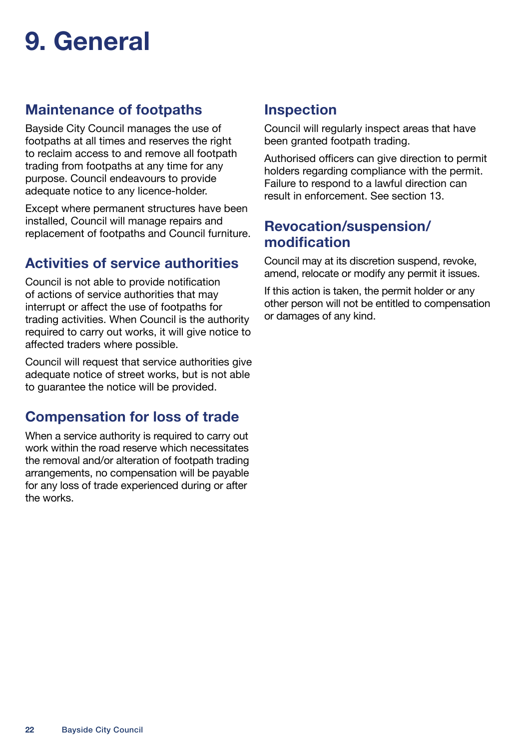# 9. General

## Maintenance of footpaths

Bayside City Council manages the use of footpaths at all times and reserves the right to reclaim access to and remove all footpath trading from footpaths at any time for any purpose. Council endeavours to provide adequate notice to any licence-holder.

Except where permanent structures have been installed, Council will manage repairs and replacement of footpaths and Council furniture.

## Activities of service authorities

Council is not able to provide notification of actions of service authorities that may interrupt or affect the use of footpaths for trading activities. When Council is the authority required to carry out works, it will give notice to affected traders where possible.

Council will request that service authorities give adequate notice of street works, but is not able to guarantee the notice will be provided.

## Compensation for loss of trade

When a service authority is required to carry out work within the road reserve which necessitates the removal and/or alteration of footpath trading arrangements, no compensation will be payable for any loss of trade experienced during or after the works.

## Inspection

Council will regularly inspect areas that have been granted footpath trading.

Authorised officers can give direction to permit holders regarding compliance with the permit. Failure to respond to a lawful direction can result in enforcement. See section 13.

## Revocation/suspension/modification

Council may at its discretion suspend, revoke, amend, relocate or modify any permit it issues.

If this action is taken, the permit holder or any other person will not be entitled to compensation or damages of any kind.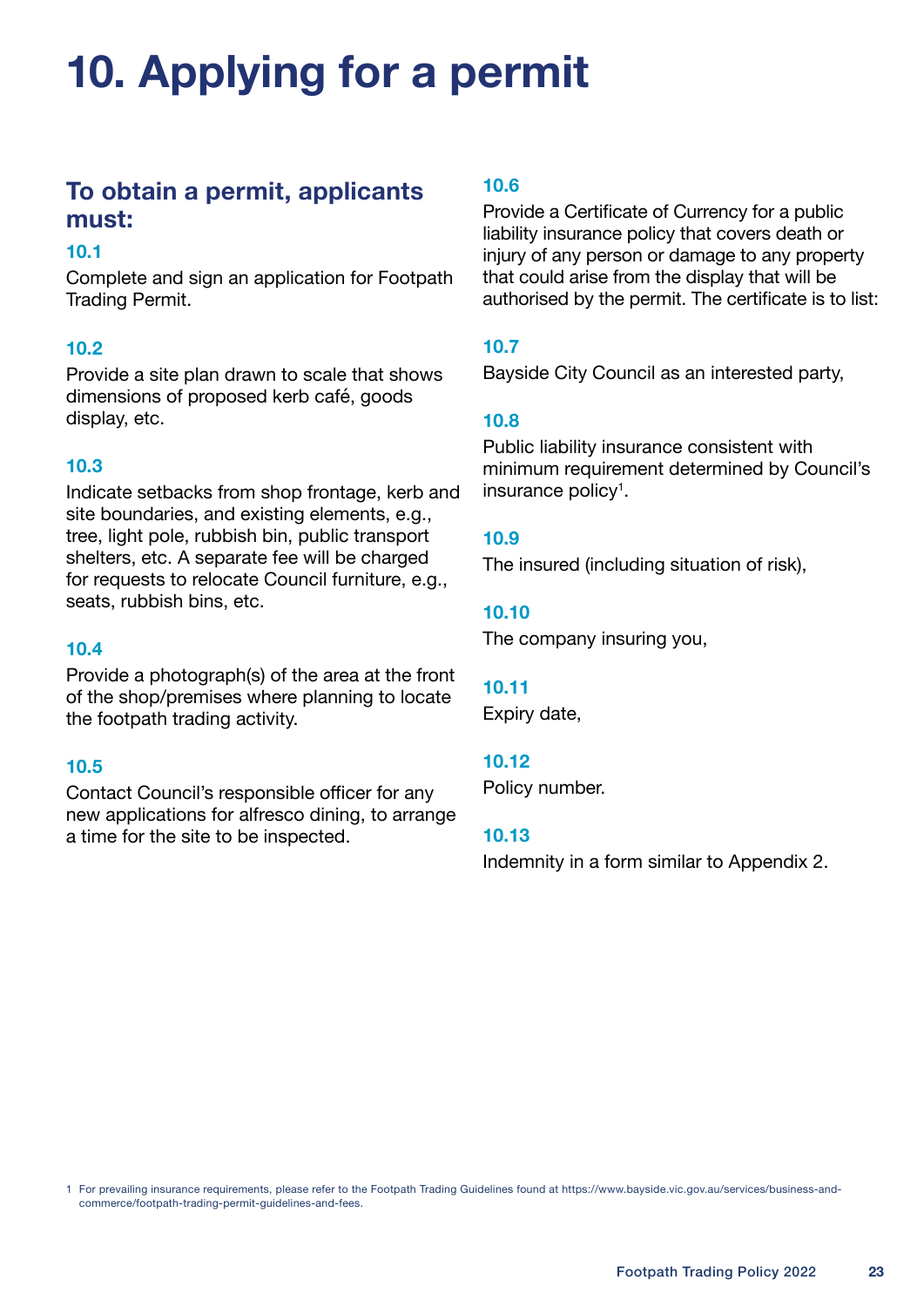# 10. Applying for a permit

## To obtain a permit, applicants must:

### 10.1

Complete and sign an application for Footpath Trading Permit.

### 10.2

Provide a site plan drawn to scale that shows dimensions of proposed kerb café, goods display, etc.

### 10.3

Indicate setbacks from shop frontage, kerb and site boundaries, and existing elements, e.g., tree, light pole, rubbish bin, public transport shelters, etc. A separate fee will be charged for requests to relocate Council furniture, e.g., seats, rubbish bins, etc.

### 10.4

Provide a photograph(s) of the area at the front of the shop/premises where planning to locate the footpath trading activity.

### 10.5

Contact Council's responsible officer for any new applications for alfresco dining, to arrange a time for the site to be inspected.

### 10.6

Provide a Certificate of Currency for a public liability insurance policy that covers death or injury of any person or damage to any property that could arise from the display that will be authorised by the permit. The certificate is to list:

### 10.7

Bayside City Council as an interested party,

### 10.8

Public liability insurance consistent with minimum requirement determined by Council's insurance policy[1].

### 10.9

The insured (including situation of risk),

### 10.10

The company insuring you,

### 10.11

Expiry date,

### 10.12

Policy number.

### 10.13

Indemnity in a form similar to Appendix 2.

1 For prevailing insurance requirements, please refer to the Footpath Trading Guidelines found at https://www.bayside.vic.gov.au/services/business-and-commerce/footpath-trading-permit-guidelines-and-fees.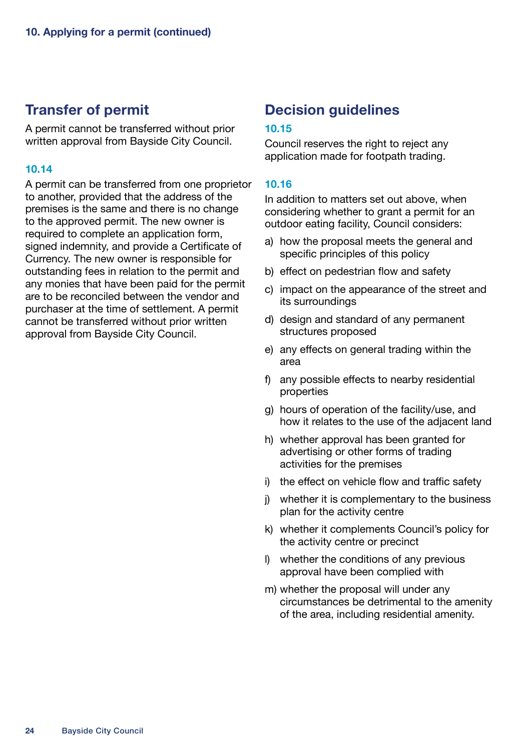## 10. Applying for a permit (continued)

## Transfer of permit

A permit cannot be transferred without prior written approval from Bayside City Council.

### 10.14

A permit can be transferred from one proprietor to another, provided that the address of the premises is the same and there is no change to the approved permit. The new owner is required to complete an application form, signed indemnity, and provide a Certificate of Currency. The new owner is responsible for outstanding fees in relation to the permit and any monies that have been paid for the permit are to be reconciled between the vendor and purchaser at the time of settlement. A permit cannot be transferred without prior written approval from Bayside City Council.

## Decision guidelines

### 10.15

Council reserves the right to reject any application made for footpath trading.

### 10.16

In addition to matters set out above, when considering whether to grant a permit for an outdoor eating facility, Council considers:

a) how the proposal meets the general and specific principles of this policy

b) effect on pedestrian flow and safety

c) impact on the appearance of the street and its surroundings

d) design and standard of any permanent structures proposed

e) any effects on general trading within the area

f) any possible effects to nearby residential properties

g) hours of operation of the facility/use, and how it relates to the use of the adjacent land

h) whether approval has been granted for advertising or other forms of trading activities for the premises

i) the effect on vehicle flow and traffic safety

j) whether it is complementary to the business plan for the activity centre

k) whether it complements Council's policy for the activity centre or precinct

l) whether the conditions of any previous approval have been complied with

m) whether the proposal will under any circumstances be detrimental to the amenity of the area, including residential amenity.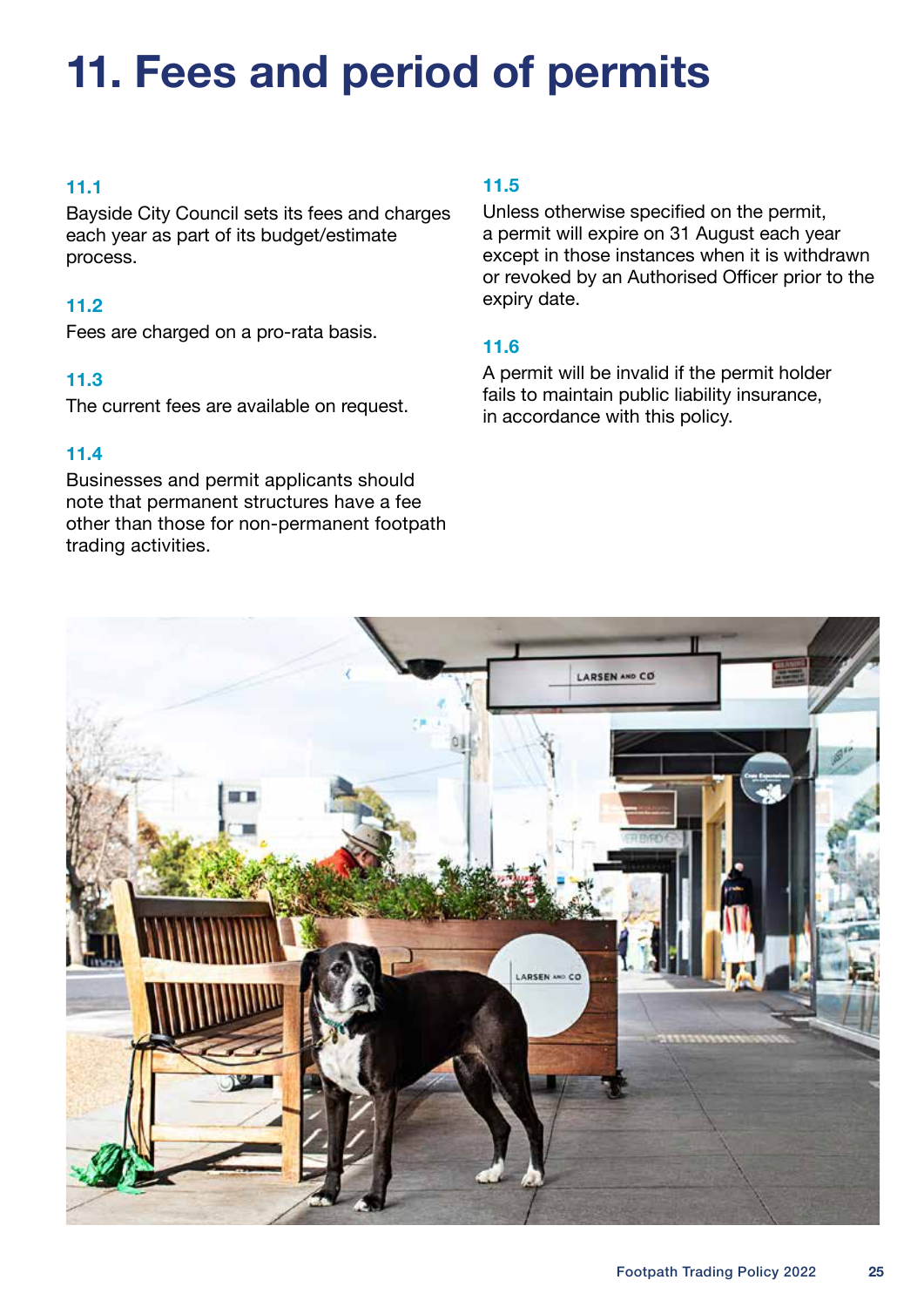# 11. Fees and period of permits

### 11.1

Bayside City Council sets its fees and charges each year as part of its budget/estimate process.

### 11.2

Fees are charged on a pro-rata basis.

### 11.3

The current fees are available on request.

### 11.4

Businesses and permit applicants should note that permanent structures have a fee other than those for non-permanent footpath trading activities.

### 11.5

Unless otherwise specified on the permit, a permit will expire on 31 August each year except in those instances when it is withdrawn or revoked by an Authorised Officer prior to the expiry date.

### 11.6

A permit will be invalid if the permit holder fails to maintain public liability insurance, in accordance with this policy.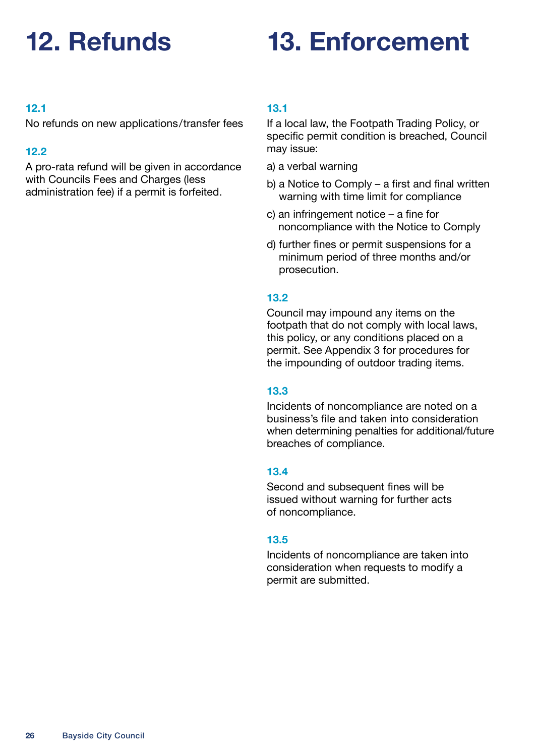# 12. Refunds

### 12.1

No refunds on new applications/transfer fees

### 12.2

A pro-rata refund will be given in accordance with Councils Fees and Charges (less administration fee) if a permit is forfeited.

# 13. Enforcement

### 13.1

If a local law, the Footpath Trading Policy, or specific permit condition is breached, Council may issue:

a) a verbal warning

b) a Notice to Comply – a first and final written warning with time limit for compliance

c) an infringement notice – a fine for noncompliance with the Notice to Comply

d) further fines or permit suspensions for a minimum period of three months and/or prosecution.

### 13.2

Council may impound any items on the footpath that do not comply with local laws, this policy, or any conditions placed on a permit. See Appendix 3 for procedures for the impounding of outdoor trading items.

### 13.3

Incidents of noncompliance are noted on a business's file and taken into consideration when determining penalties for additional/future breaches of compliance.

### 13.4

Second and subsequent fines will be issued without warning for further acts of noncompliance.

### 13.5

Incidents of noncompliance are taken into consideration when requests to modify a permit are submitted.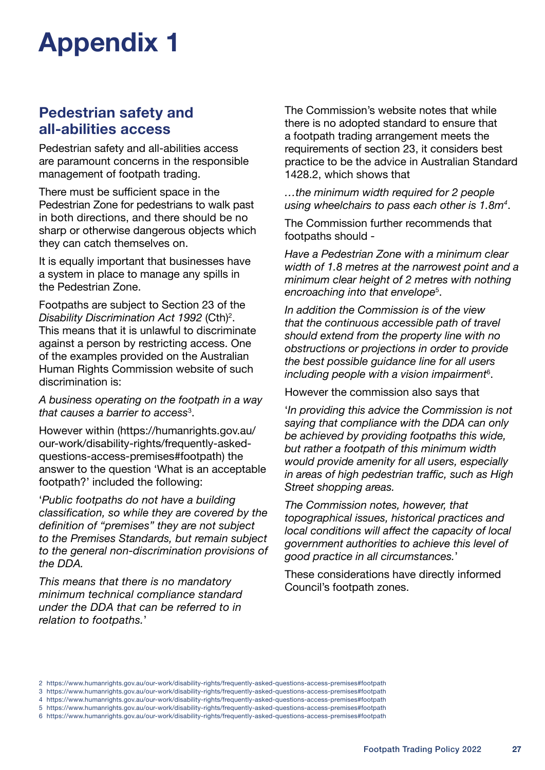# Appendix 1

## Pedestrian safety and all-abilities access

Pedestrian safety and all-abilities access are paramount concerns in the responsible management of footpath trading.

There must be sufficient space in the Pedestrian Zone for pedestrians to walk past in both directions, and there should be no sharp or otherwise dangerous objects which they can catch themselves on.

It is equally important that businesses have a system in place to manage any spills in the Pedestrian Zone.

Footpaths are subject to Section 23 of the *Disability Discrimination Act 1992* (Cth)[2]. This means that it is unlawful to discriminate against a person by restricting access. One of the examples provided on the Australian Human Rights Commission website of such discrimination is:

*A business operating on the footpath in a way that causes a barrier to access*[3].

However within (https://humanrights.gov.au/our-work/disability-rights/frequently-asked-questions-access-premises#footpath) the answer to the question 'What is an acceptable footpath?' included the following:

'*Public footpaths do not have a building classification, so while they are covered by the definition of "premises" they are not subject to the Premises Standards, but remain subject to the general non-discrimination provisions of the DDA.*

*This means that there is no mandatory minimum technical compliance standard under the DDA that can be referred to in relation to footpaths.*'

The Commission's website notes that while there is no adopted standard to ensure that a footpath trading arrangement meets the requirements of section 23, it considers best practice to be the advice in Australian Standard 1428.2, which shows that

*…the minimum width required for 2 people using wheelchairs to pass each other is 1.8m*[4].

The Commission further recommends that footpaths should -

*Have a Pedestrian Zone with a minimum clear width of 1.8 metres at the narrowest point and a minimum clear height of 2 metres with nothing encroaching into that envelope*[5].

*In addition the Commission is of the view that the continuous accessible path of travel should extend from the property line with no obstructions or projections in order to provide the best possible guidance line for all users including people with a vision impairment*[6].

However the commission also says that

'*In providing this advice the Commission is not saying that compliance with the DDA can only be achieved by providing footpaths this wide, but rather a footpath of this minimum width would provide amenity for all users, especially in areas of high pedestrian traffic, such as High Street shopping areas.*

*The Commission notes, however, that topographical issues, historical practices and local conditions will affect the capacity of local government authorities to achieve this level of good practice in all circumstances.*'

These considerations have directly informed Council's footpath zones.

---

2 https://www.humanrights.gov.au/our-work/disability-rights/frequently-asked-questions-access-premises#footpath
3 https://www.humanrights.gov.au/our-work/disability-rights/frequently-asked-questions-access-premises#footpath
4 https://www.humanrights.gov.au/our-work/disability-rights/frequently-asked-questions-access-premises#footpath
5 https://www.humanrights.gov.au/our-work/disability-rights/frequently-asked-questions-access-premises#footpath
6 https://www.humanrights.gov.au/our-work/disability-rights/frequently-asked-questions-access-premises#footpath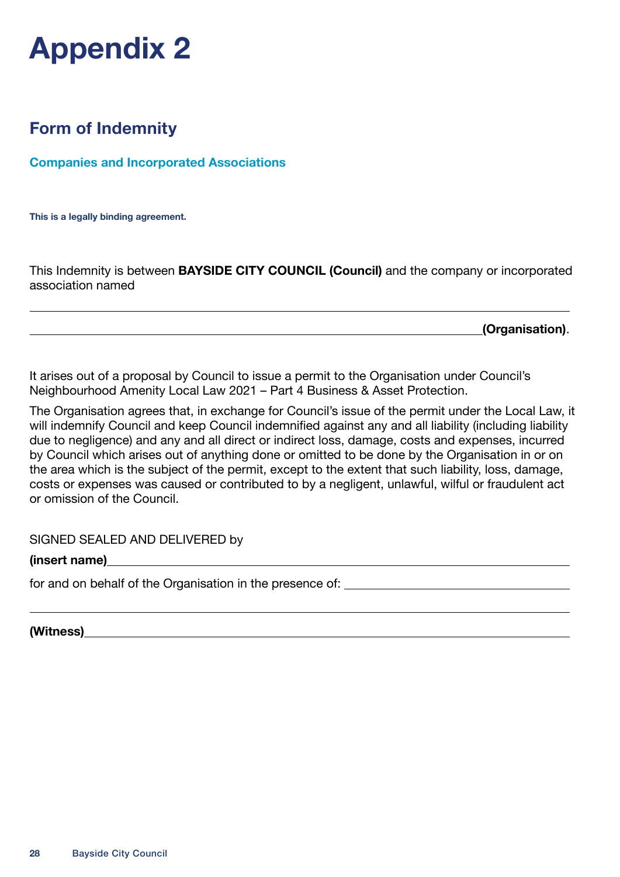# Appendix 2

## Form of Indemnity

### Companies and Incorporated Associations

**This is a legally binding agreement.**

This Indemnity is between **BAYSIDE CITY COUNCIL (Council)** and the company or incorporated association named

\_\_\_\_\_\_\_\_\_\_\_\_\_\_\_\_\_\_\_\_\_\_\_\_\_\_\_\_\_\_\_\_\_\_\_\_\_\_\_\_\_\_\_\_\_\_\_\_\_\_\_\_\_\_\_\_\_\_\_\_\_\_\_\_\_\_\_\_\_\_\_\_\_\_\_\_

\_\_\_\_\_\_\_\_\_\_\_\_\_\_\_\_\_\_\_\_\_\_\_\_\_\_\_\_\_\_\_\_\_\_\_\_\_\_\_\_\_\_\_\_\_\_\_\_\_\_\_\_\_\_\_\_\_\_\_\_\_\_**(Organisation)**.

It arises out of a proposal by Council to issue a permit to the Organisation under Council's Neighbourhood Amenity Local Law 2021 – Part 4 Business & Asset Protection.

The Organisation agrees that, in exchange for Council's issue of the permit under the Local Law, it will indemnify Council and keep Council indemnified against any and all liability (including liability due to negligence) and any and all direct or indirect loss, damage, costs and expenses, incurred by Council which arises out of anything done or omitted to be done by the Organisation in or on the area which is the subject of the permit, except to the extent that such liability, loss, damage, costs or expenses was caused or contributed to by a negligent, unlawful, wilful or fraudulent act or omission of the Council.

SIGNED SEALED AND DELIVERED by

**(insert name)**\_\_\_\_\_\_\_\_\_\_\_\_\_\_\_\_\_\_\_\_\_\_\_\_\_\_\_\_\_\_\_\_\_\_\_\_\_\_\_\_\_\_\_\_\_\_\_\_\_\_\_\_\_\_\_\_\_\_\_\_\_\_

for and on behalf of the Organisation in the presence of: \_\_\_\_\_\_\_\_\_\_\_\_\_\_\_\_\_\_\_\_\_\_\_\_\_\_\_\_\_\_

\_\_\_\_\_\_\_\_\_\_\_\_\_\_\_\_\_\_\_\_\_\_\_\_\_\_\_\_\_\_\_\_\_\_\_\_\_\_\_\_\_\_\_\_\_\_\_\_\_\_\_\_\_\_\_\_\_\_\_\_\_\_\_\_\_\_\_\_\_\_\_\_\_\_\_\_

**(Witness)**\_\_\_\_\_\_\_\_\_\_\_\_\_\_\_\_\_\_\_\_\_\_\_\_\_\_\_\_\_\_\_\_\_\_\_\_\_\_\_\_\_\_\_\_\_\_\_\_\_\_\_\_\_\_\_\_\_\_\_\_\_\_\_\_\_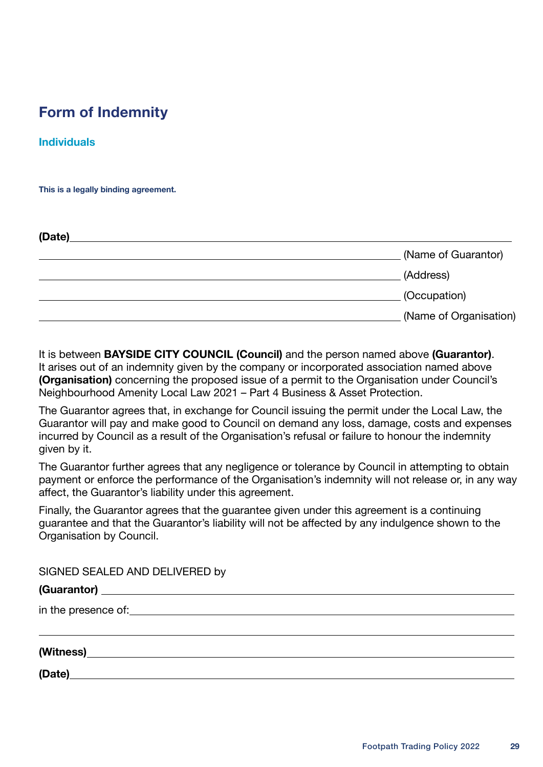# Form of Indemnity

## Individuals

**This is a legally binding agreement.**

**(Date)** ______________________________________________

______________________________________________ (Name of Guarantor)

______________________________________________ (Address)

______________________________________________ (Occupation)

______________________________________________ (Name of Organisation)

It is between **BAYSIDE CITY COUNCIL (Council)** and the person named above **(Guarantor)**. It arises out of an indemnity given by the company or incorporated association named above **(Organisation)** concerning the proposed issue of a permit to the Organisation under Council's Neighbourhood Amenity Local Law 2021 – Part 4 Business & Asset Protection.

The Guarantor agrees that, in exchange for Council issuing the permit under the Local Law, the Guarantor will pay and make good to Council on demand any loss, damage, costs and expenses incurred by Council as a result of the Organisation's refusal or failure to honour the indemnity given by it.

The Guarantor further agrees that any negligence or tolerance by Council in attempting to obtain payment or enforce the performance of the Organisation's indemnity will not release or, in any way affect, the Guarantor's liability under this agreement.

Finally, the Guarantor agrees that the guarantee given under this agreement is a continuing guarantee and that the Guarantor's liability will not be affected by any indulgence shown to the Organisation by Council.

SIGNED SEALED AND DELIVERED by

**(Guarantor)** ______________________________________________

in the presence of: ______________________________________________

______________________________________________

**(Witness)** ______________________________________________

**(Date)** ______________________________________________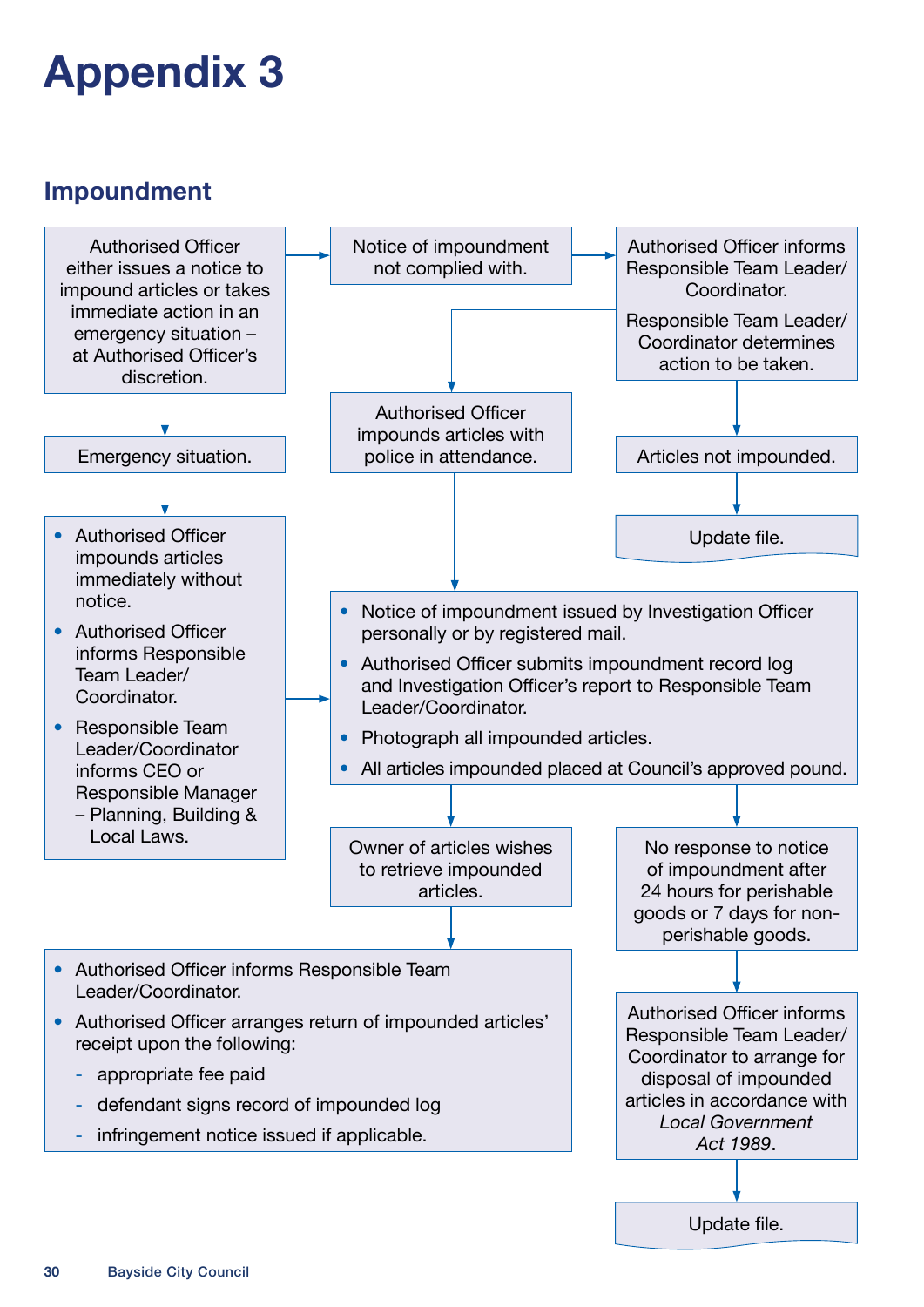# Appendix 3

## Impoundment

Authorised Officer either issues a notice to impound articles or takes immediate action in an emergency situation – at Authorised Officer's discretion.

Notice of impoundment not complied with.

Authorised Officer informs Responsible Team Leader/ Coordinator.

Responsible Team Leader/ Coordinator determines action to be taken.

Emergency situation.

Authorised Officer impounds articles with police in attendance.

Articles not impounded.

Update file.

- Authorised Officer impounds articles immediately without notice.
- Authorised Officer informs Responsible Team Leader/ Coordinator.
- Responsible Team Leader/Coordinator informs CEO or Responsible Manager – Planning, Building & Local Laws.

- Notice of impoundment issued by Investigation Officer personally or by registered mail.
- Authorised Officer submits impoundment record log and Investigation Officer's report to Responsible Team Leader/Coordinator.
- Photograph all impounded articles.
- All articles impounded placed at Council's approved pound.

Owner of articles wishes to retrieve impounded articles.

No response to notice of impoundment after 24 hours for perishable goods or 7 days for non-perishable goods.

- Authorised Officer informs Responsible Team Leader/Coordinator.
- Authorised Officer arranges return of impounded articles' receipt upon the following:
  - appropriate fee paid
  - defendant signs record of impounded log
  - infringement notice issued if applicable.

Authorised Officer informs Responsible Team Leader/ Coordinator to arrange for disposal of impounded articles in accordance with *Local Government Act 1989*.

Update file.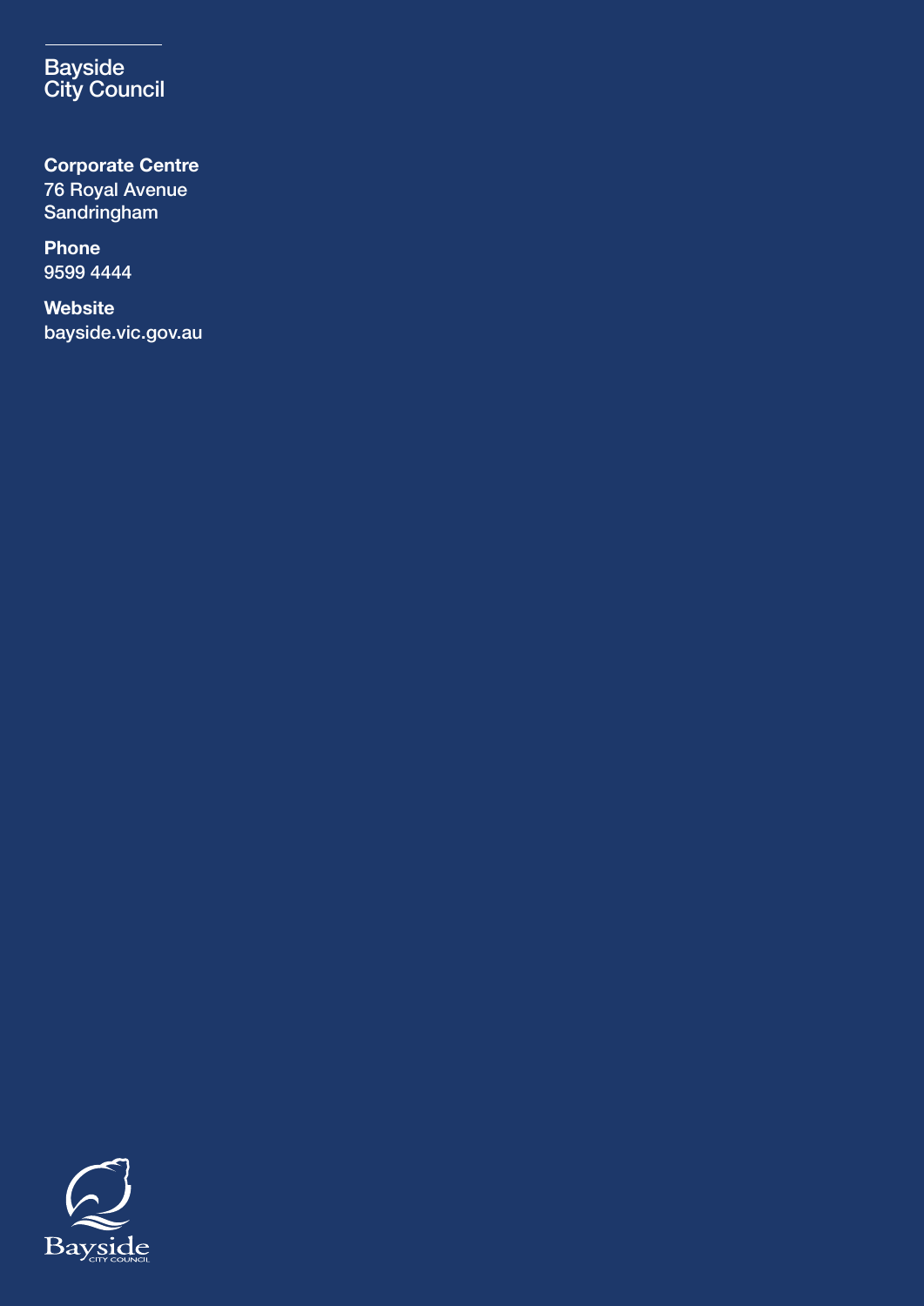Bayside
City Council

**Corporate Centre**
76 Royal Avenue
Sandringham

**Phone**
9599 4444

**Website**
bayside.vic.gov.au